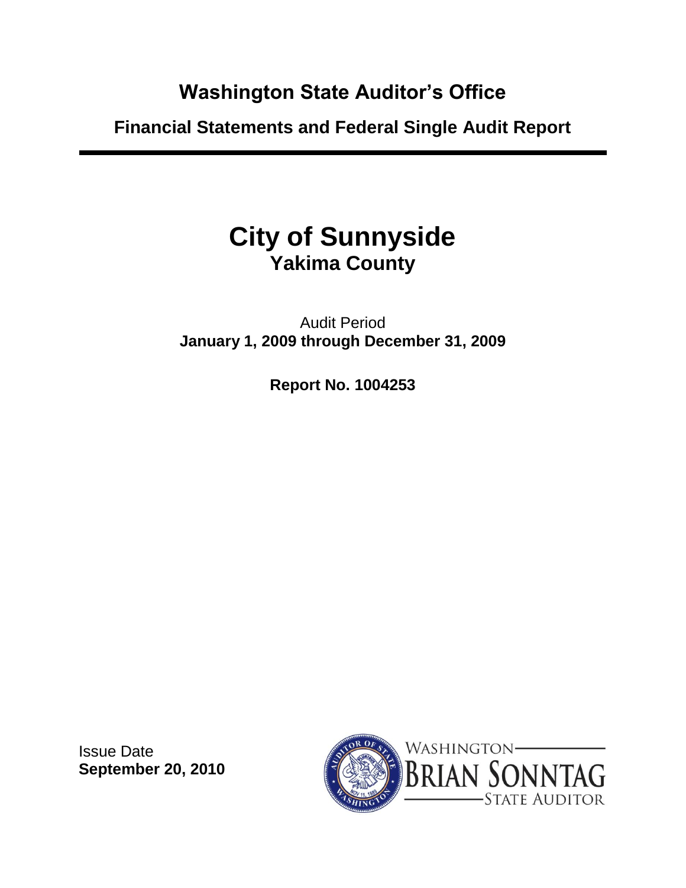# Washington State Auditor's Office

## Financial Statements and Federal Single Audit Report

# City of Sunnyside

## Yakima County

Audit Period

**January 1, 2009 through December 31, 2009**

**Report No. 1004253**

Issue Date

**September 20, 2010**

WASHINGTON

BRIAN SONNTAG

STATE AUDITOR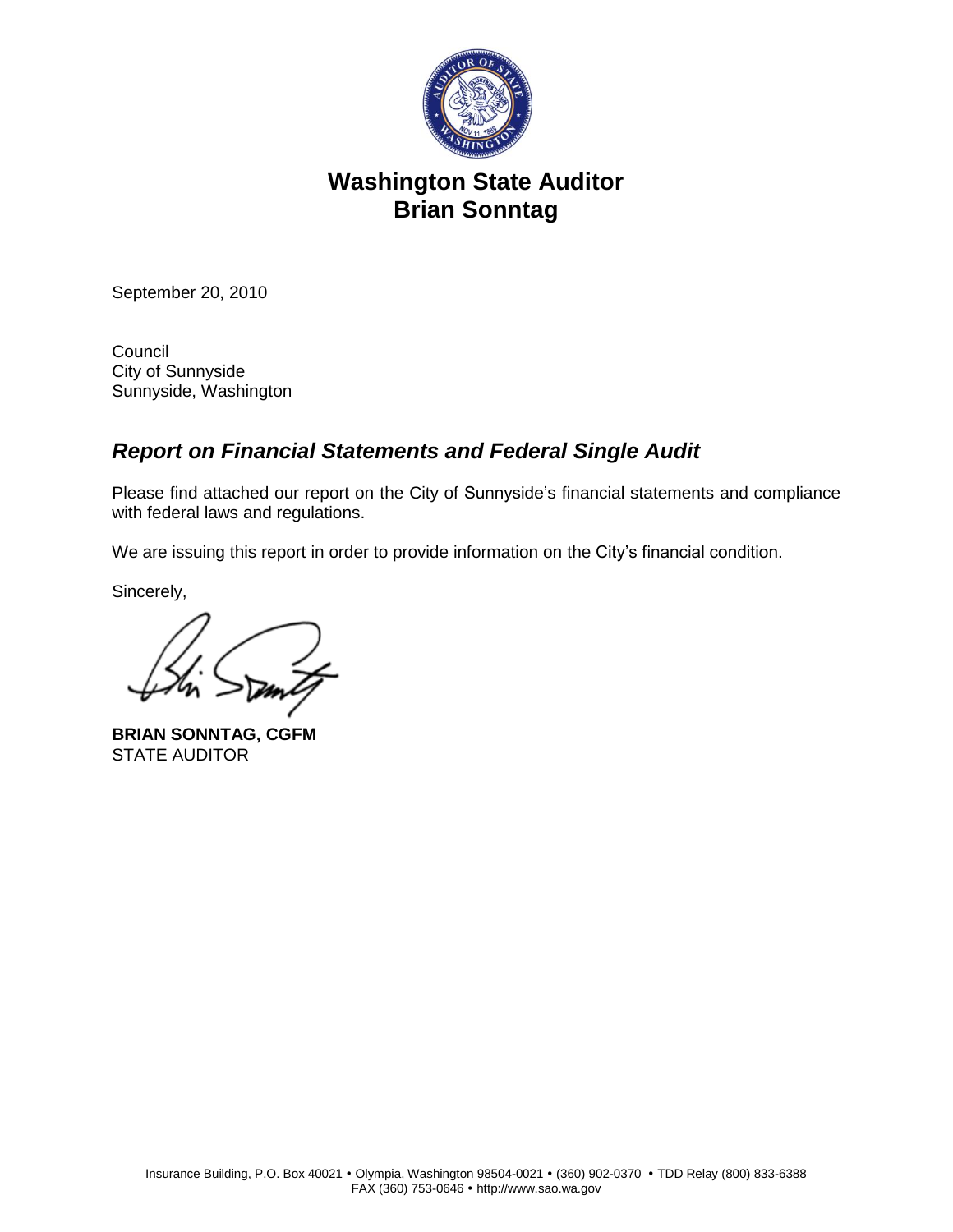# Washington State Auditor
# Brian Sonntag

September 20, 2010

Council
City of Sunnyside
Sunnyside, Washington

## *Report on Financial Statements and Federal Single Audit*

Please find attached our report on the City of Sunnyside's financial statements and compliance with federal laws and regulations.

We are issuing this report in order to provide information on the City's financial condition.

Sincerely,

**BRIAN SONNTAG, CGFM**
STATE AUDITOR

Insurance Building, P.O. Box 40021 • Olympia, Washington 98504-0021 • (360) 902-0370 • TDD Relay (800) 833-6388
FAX (360) 753-0646 • http://www.sao.wa.gov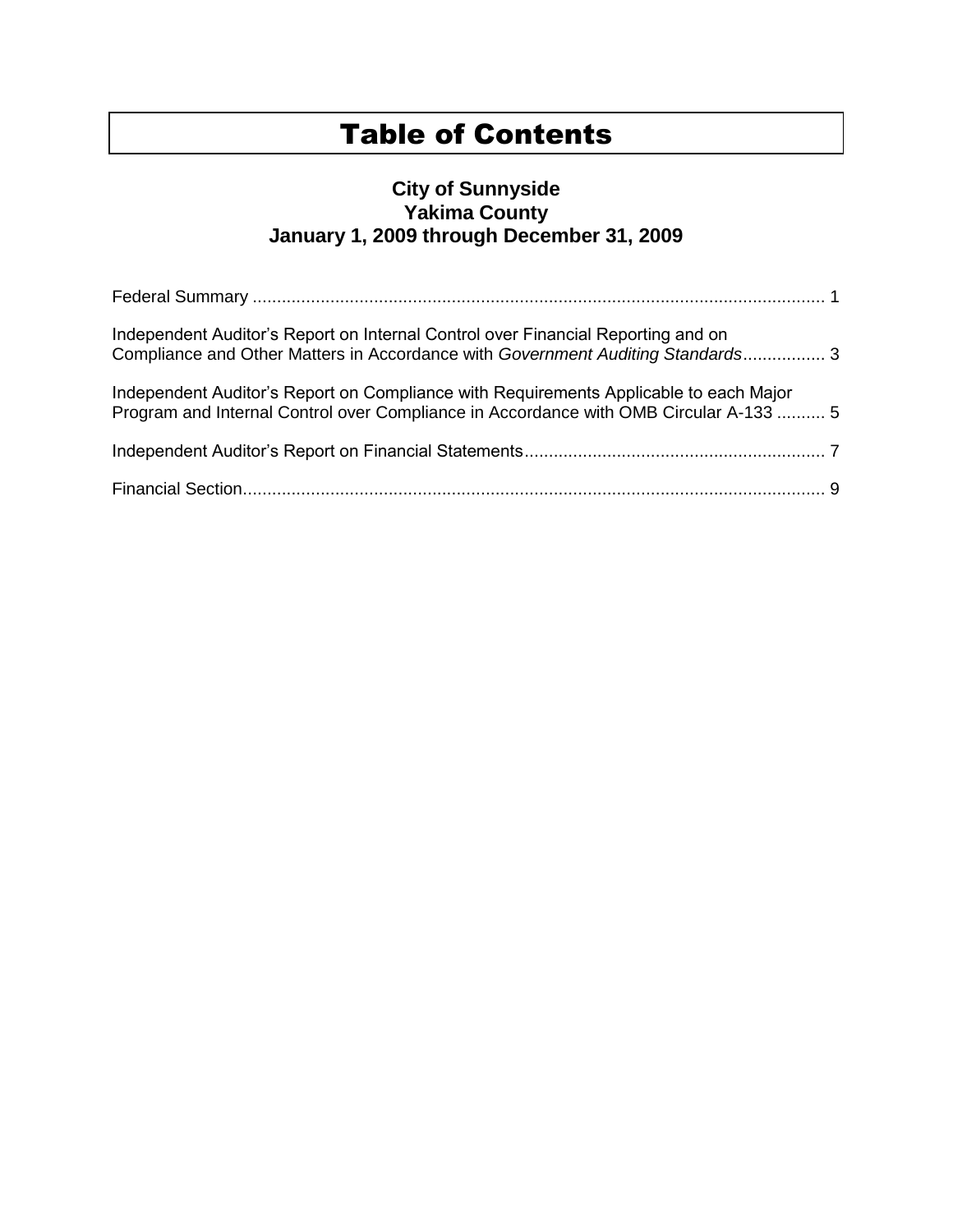# Table of Contents

## City of Sunnyside
## Yakima County
## January 1, 2009 through December 31, 2009

Federal Summary ........................................................................................................ 1

Independent Auditor's Report on Internal Control over Financial Reporting and on Compliance and Other Matters in Accordance with *Government Auditing Standards*................. 3

Independent Auditor's Report on Compliance with Requirements Applicable to each Major Program and Internal Control over Compliance in Accordance with OMB Circular A-133 .......... 5

Independent Auditor's Report on Financial Statements.............................................................. 7

Financial Section........................................................................................................ 9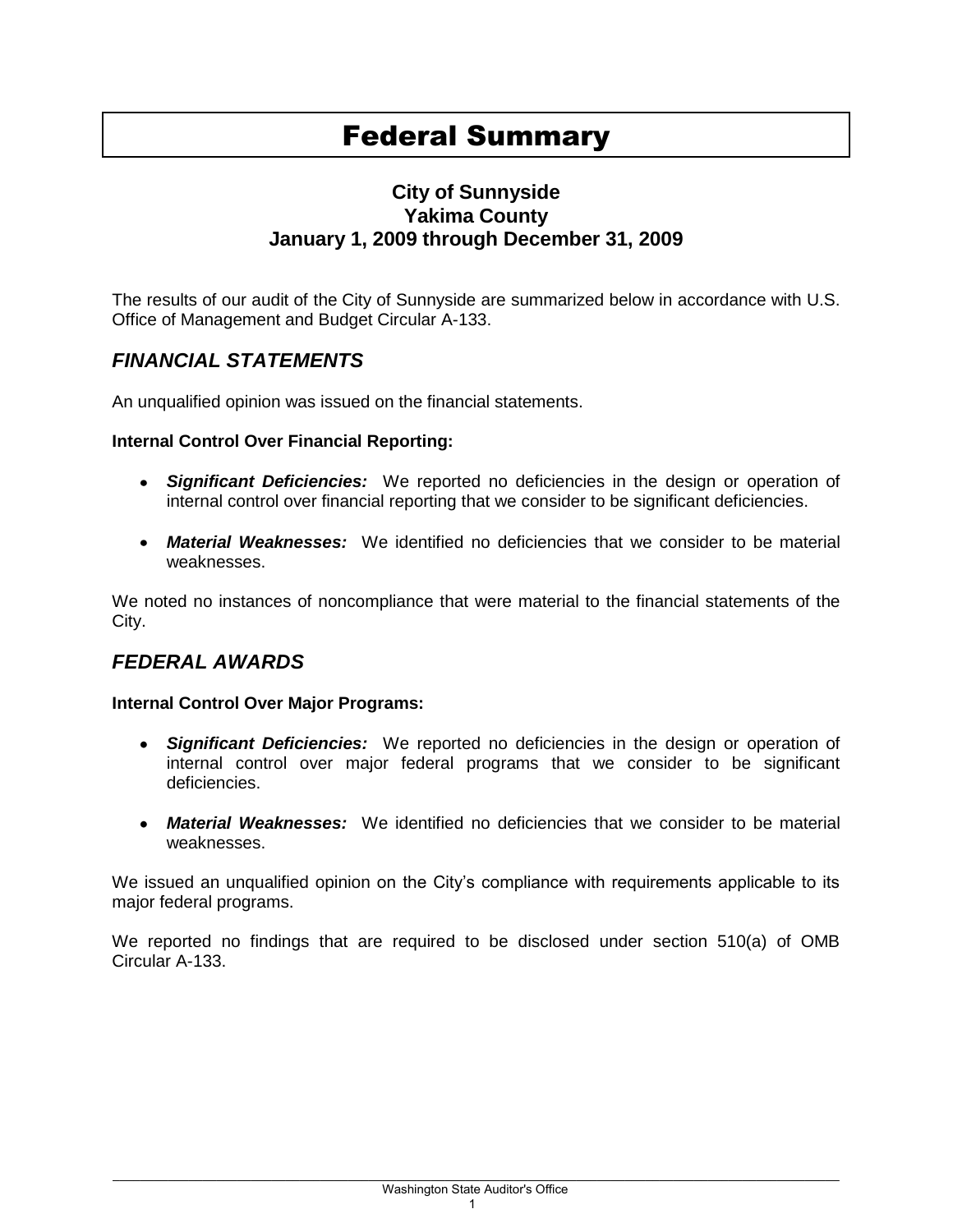# Federal Summary

**City of Sunnyside**
**Yakima County**
**January 1, 2009 through December 31, 2009**

The results of our audit of the City of Sunnyside are summarized below in accordance with U.S. Office of Management and Budget Circular A-133.

## *FINANCIAL STATEMENTS*

An unqualified opinion was issued on the financial statements.

**Internal Control Over Financial Reporting:**

- ***Significant Deficiencies:*** We reported no deficiencies in the design or operation of internal control over financial reporting that we consider to be significant deficiencies.
- ***Material Weaknesses:*** We identified no deficiencies that we consider to be material weaknesses.

We noted no instances of noncompliance that were material to the financial statements of the City.

## *FEDERAL AWARDS*

**Internal Control Over Major Programs:**

- ***Significant Deficiencies:*** We reported no deficiencies in the design or operation of internal control over major federal programs that we consider to be significant deficiencies.
- ***Material Weaknesses:*** We identified no deficiencies that we consider to be material weaknesses.

We issued an unqualified opinion on the City's compliance with requirements applicable to its major federal programs.

We reported no findings that are required to be disclosed under section 510(a) of OMB Circular A-133.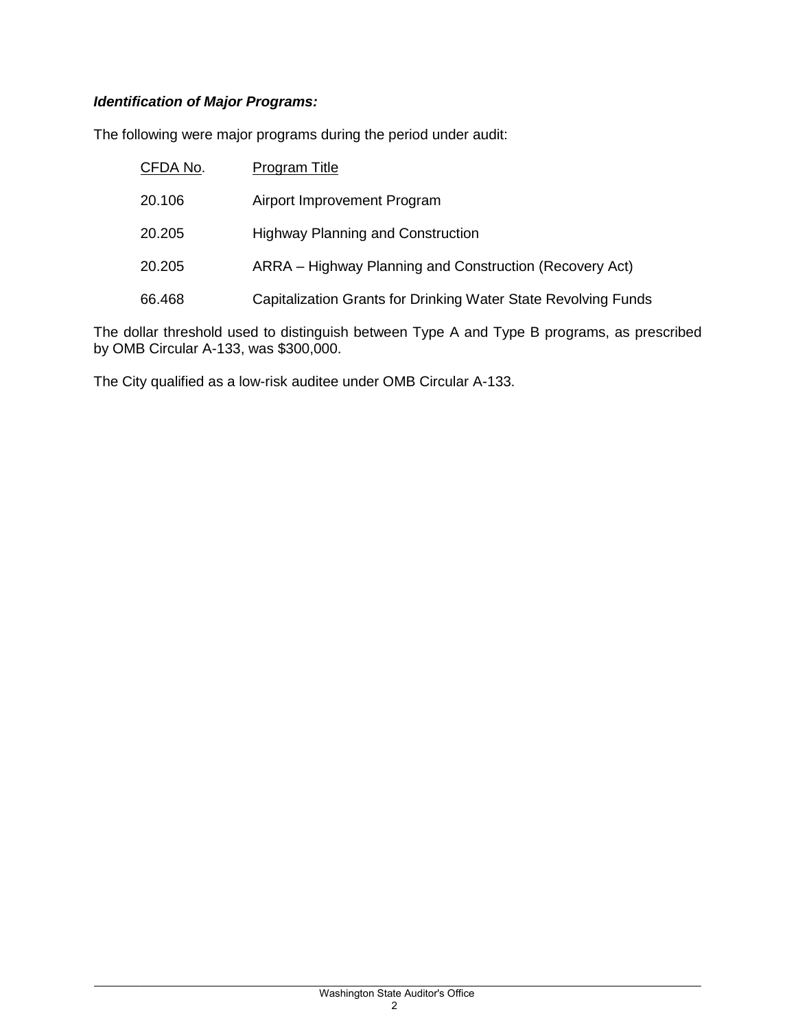***Identification of Major Programs:***

The following were major programs during the period under audit:

| CFDA No. | Program Title |
| --- | --- |
| 20.106 | Airport Improvement Program |
| 20.205 | Highway Planning and Construction |
| 20.205 | ARRA – Highway Planning and Construction (Recovery Act) |
| 66.468 | Capitalization Grants for Drinking Water State Revolving Funds |

The dollar threshold used to distinguish between Type A and Type B programs, as prescribed by OMB Circular A-133, was $300,000.

The City qualified as a low-risk auditee under OMB Circular A-133.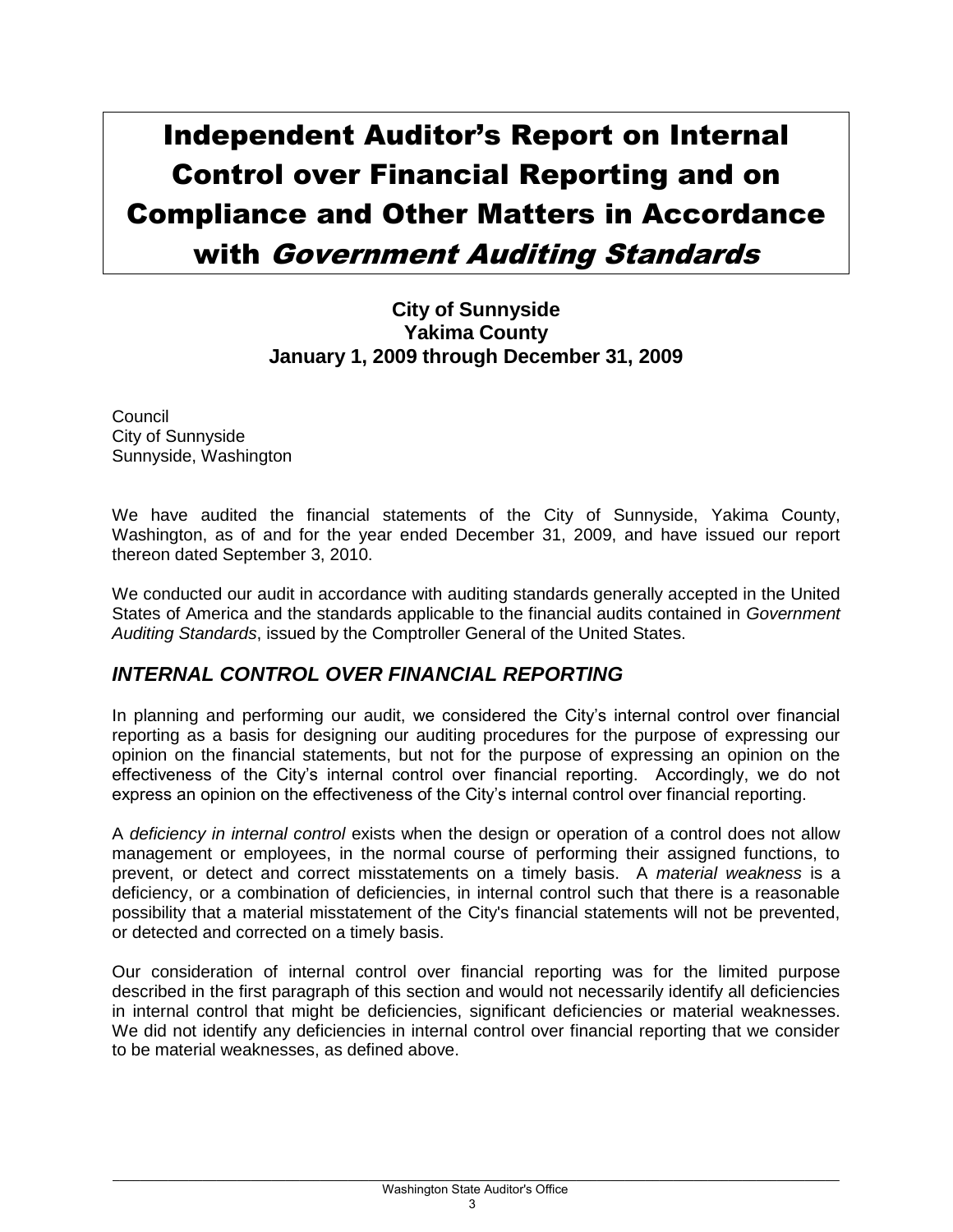# Independent Auditor's Report on Internal Control over Financial Reporting and on Compliance and Other Matters in Accordance with *Government Auditing Standards*

**City of Sunnyside**
**Yakima County**
**January 1, 2009 through December 31, 2009**

Council
City of Sunnyside
Sunnyside, Washington

We have audited the financial statements of the City of Sunnyside, Yakima County, Washington, as of and for the year ended December 31, 2009, and have issued our report thereon dated September 3, 2010.

We conducted our audit in accordance with auditing standards generally accepted in the United States of America and the standards applicable to the financial audits contained in *Government Auditing Standards*, issued by the Comptroller General of the United States.

## *INTERNAL CONTROL OVER FINANCIAL REPORTING*

In planning and performing our audit, we considered the City's internal control over financial reporting as a basis for designing our auditing procedures for the purpose of expressing our opinion on the financial statements, but not for the purpose of expressing an opinion on the effectiveness of the City's internal control over financial reporting. Accordingly, we do not express an opinion on the effectiveness of the City's internal control over financial reporting.

A *deficiency in internal control* exists when the design or operation of a control does not allow management or employees, in the normal course of performing their assigned functions, to prevent, or detect and correct misstatements on a timely basis. A *material weakness* is a deficiency, or a combination of deficiencies, in internal control such that there is a reasonable possibility that a material misstatement of the City's financial statements will not be prevented, or detected and corrected on a timely basis.

Our consideration of internal control over financial reporting was for the limited purpose described in the first paragraph of this section and would not necessarily identify all deficiencies in internal control that might be deficiencies, significant deficiencies or material weaknesses. We did not identify any deficiencies in internal control over financial reporting that we consider to be material weaknesses, as defined above.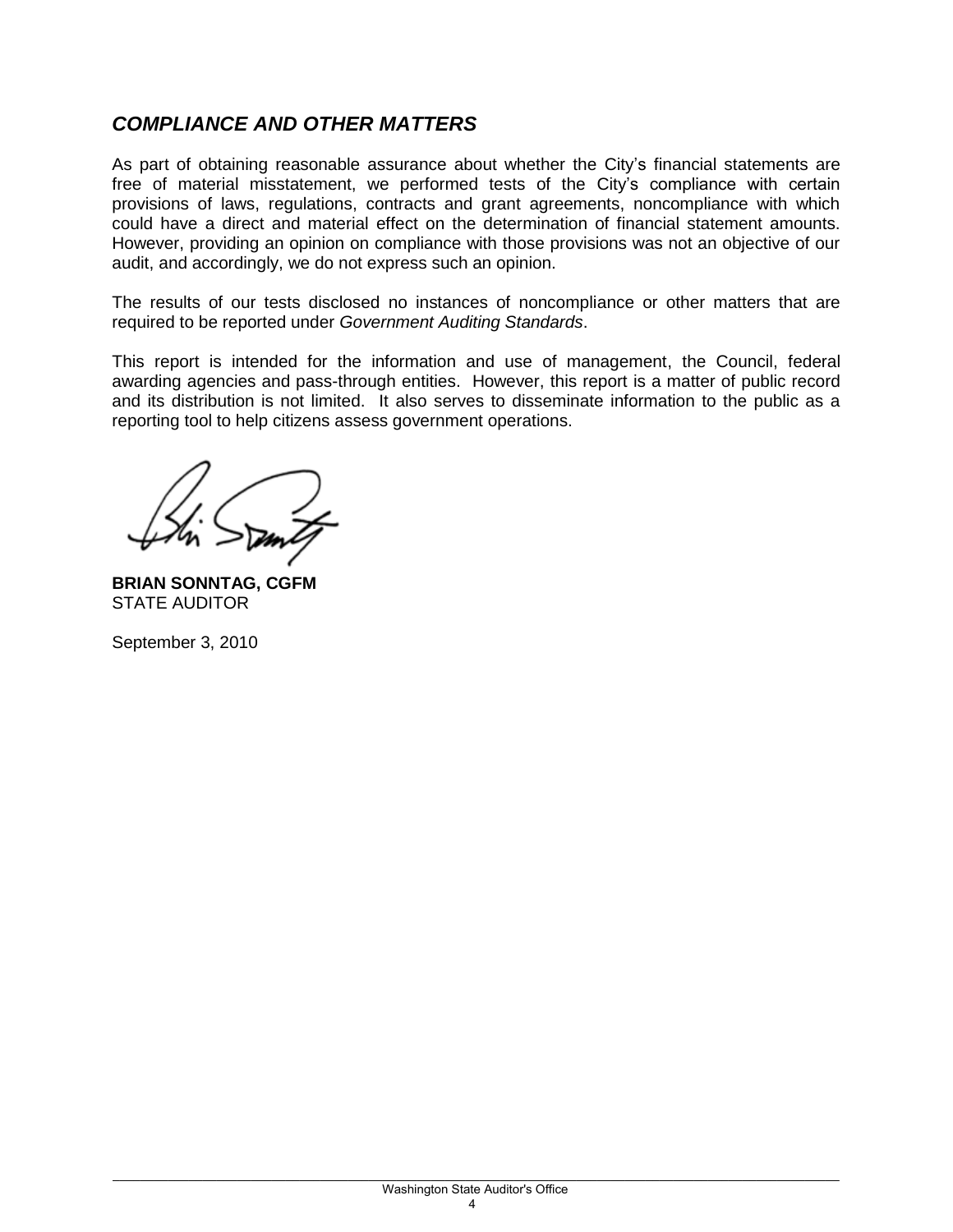## *COMPLIANCE AND OTHER MATTERS*

As part of obtaining reasonable assurance about whether the City's financial statements are free of material misstatement, we performed tests of the City's compliance with certain provisions of laws, regulations, contracts and grant agreements, noncompliance with which could have a direct and material effect on the determination of financial statement amounts. However, providing an opinion on compliance with those provisions was not an objective of our audit, and accordingly, we do not express such an opinion.

The results of our tests disclosed no instances of noncompliance or other matters that are required to be reported under *Government Auditing Standards*.

This report is intended for the information and use of management, the Council, federal awarding agencies and pass-through entities. However, this report is a matter of public record and its distribution is not limited. It also serves to disseminate information to the public as a reporting tool to help citizens assess government operations.

**BRIAN SONNTAG, CGFM**
STATE AUDITOR

September 3, 2010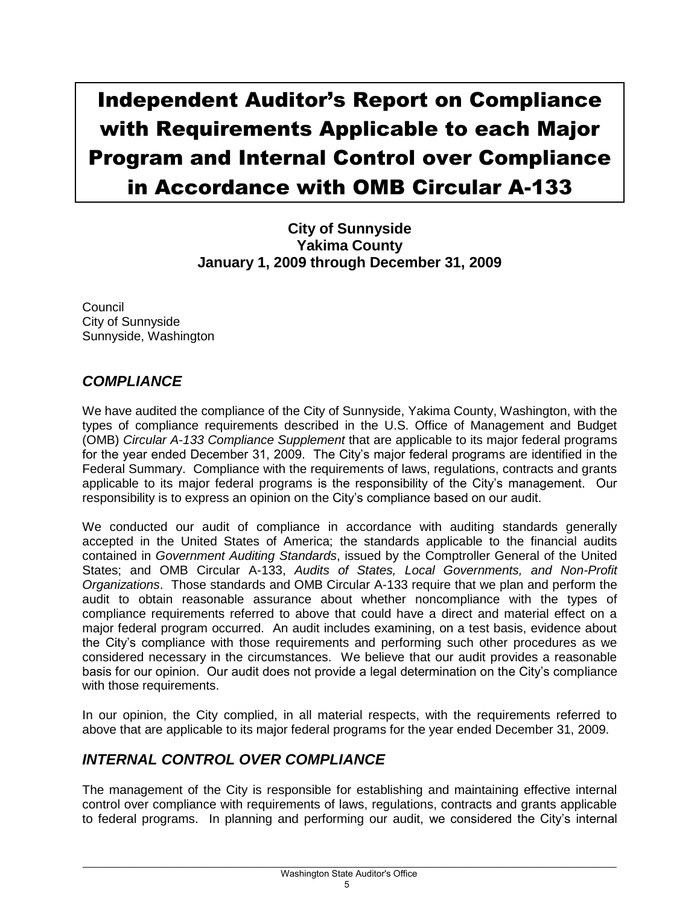# Independent Auditor's Report on Compliance with Requirements Applicable to each Major Program and Internal Control over Compliance in Accordance with OMB Circular A-133

**City of Sunnyside**
**Yakima County**
**January 1, 2009 through December 31, 2009**

Council
City of Sunnyside
Sunnyside, Washington

## *COMPLIANCE*

We have audited the compliance of the City of Sunnyside, Yakima County, Washington, with the types of compliance requirements described in the U.S. Office of Management and Budget (OMB) *Circular A-133 Compliance Supplement* that are applicable to its major federal programs for the year ended December 31, 2009. The City's major federal programs are identified in the Federal Summary. Compliance with the requirements of laws, regulations, contracts and grants applicable to its major federal programs is the responsibility of the City's management. Our responsibility is to express an opinion on the City's compliance based on our audit.

We conducted our audit of compliance in accordance with auditing standards generally accepted in the United States of America; the standards applicable to the financial audits contained in *Government Auditing Standards*, issued by the Comptroller General of the United States; and OMB Circular A-133, *Audits of States, Local Governments, and Non-Profit Organizations*. Those standards and OMB Circular A-133 require that we plan and perform the audit to obtain reasonable assurance about whether noncompliance with the types of compliance requirements referred to above that could have a direct and material effect on a major federal program occurred. An audit includes examining, on a test basis, evidence about the City's compliance with those requirements and performing such other procedures as we considered necessary in the circumstances. We believe that our audit provides a reasonable basis for our opinion. Our audit does not provide a legal determination on the City's compliance with those requirements.

In our opinion, the City complied, in all material respects, with the requirements referred to above that are applicable to its major federal programs for the year ended December 31, 2009.

## *INTERNAL CONTROL OVER COMPLIANCE*

The management of the City is responsible for establishing and maintaining effective internal control over compliance with requirements of laws, regulations, contracts and grants applicable to federal programs. In planning and performing our audit, we considered the City's internal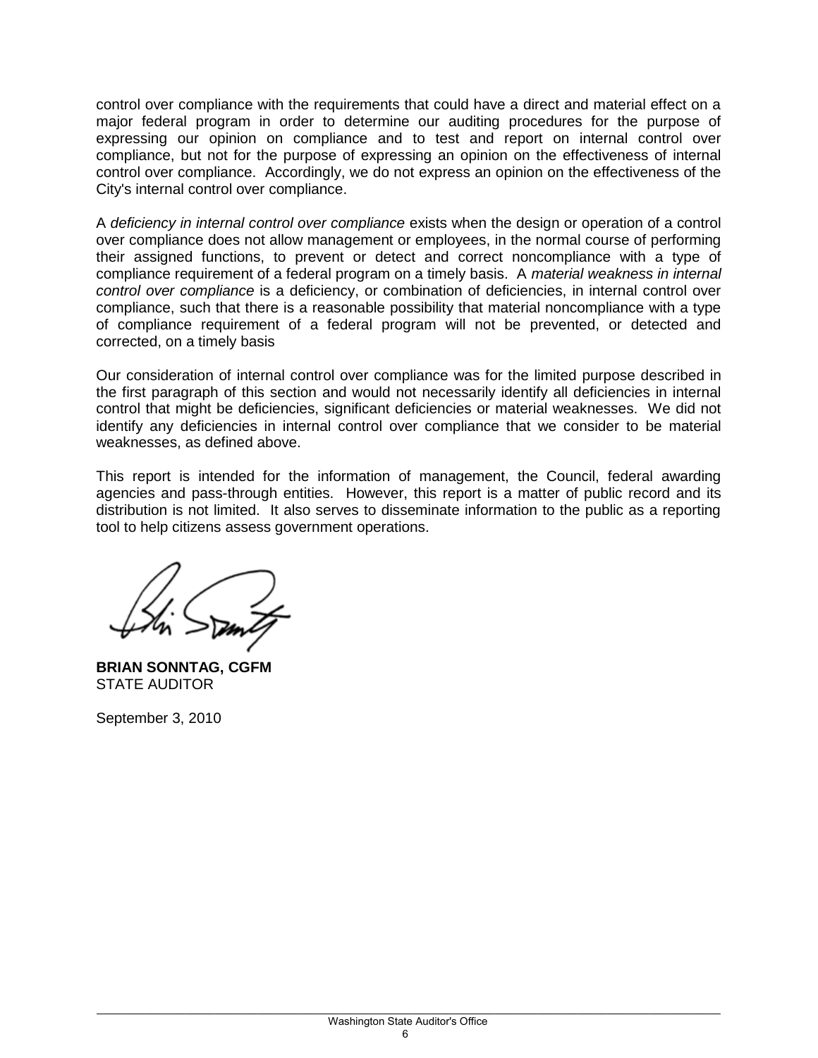control over compliance with the requirements that could have a direct and material effect on a major federal program in order to determine our auditing procedures for the purpose of expressing our opinion on compliance and to test and report on internal control over compliance, but not for the purpose of expressing an opinion on the effectiveness of internal control over compliance. Accordingly, we do not express an opinion on the effectiveness of the City's internal control over compliance.

A *deficiency in internal control over compliance* exists when the design or operation of a control over compliance does not allow management or employees, in the normal course of performing their assigned functions, to prevent or detect and correct noncompliance with a type of compliance requirement of a federal program on a timely basis. A *material weakness in internal control over compliance* is a deficiency, or combination of deficiencies, in internal control over compliance, such that there is a reasonable possibility that material noncompliance with a type of compliance requirement of a federal program will not be prevented, or detected and corrected, on a timely basis

Our consideration of internal control over compliance was for the limited purpose described in the first paragraph of this section and would not necessarily identify all deficiencies in internal control that might be deficiencies, significant deficiencies or material weaknesses. We did not identify any deficiencies in internal control over compliance that we consider to be material weaknesses, as defined above.

This report is intended for the information of management, the Council, federal awarding agencies and pass-through entities. However, this report is a matter of public record and its distribution is not limited. It also serves to disseminate information to the public as a reporting tool to help citizens assess government operations.

**BRIAN SONNTAG, CGFM**
STATE AUDITOR

September 3, 2010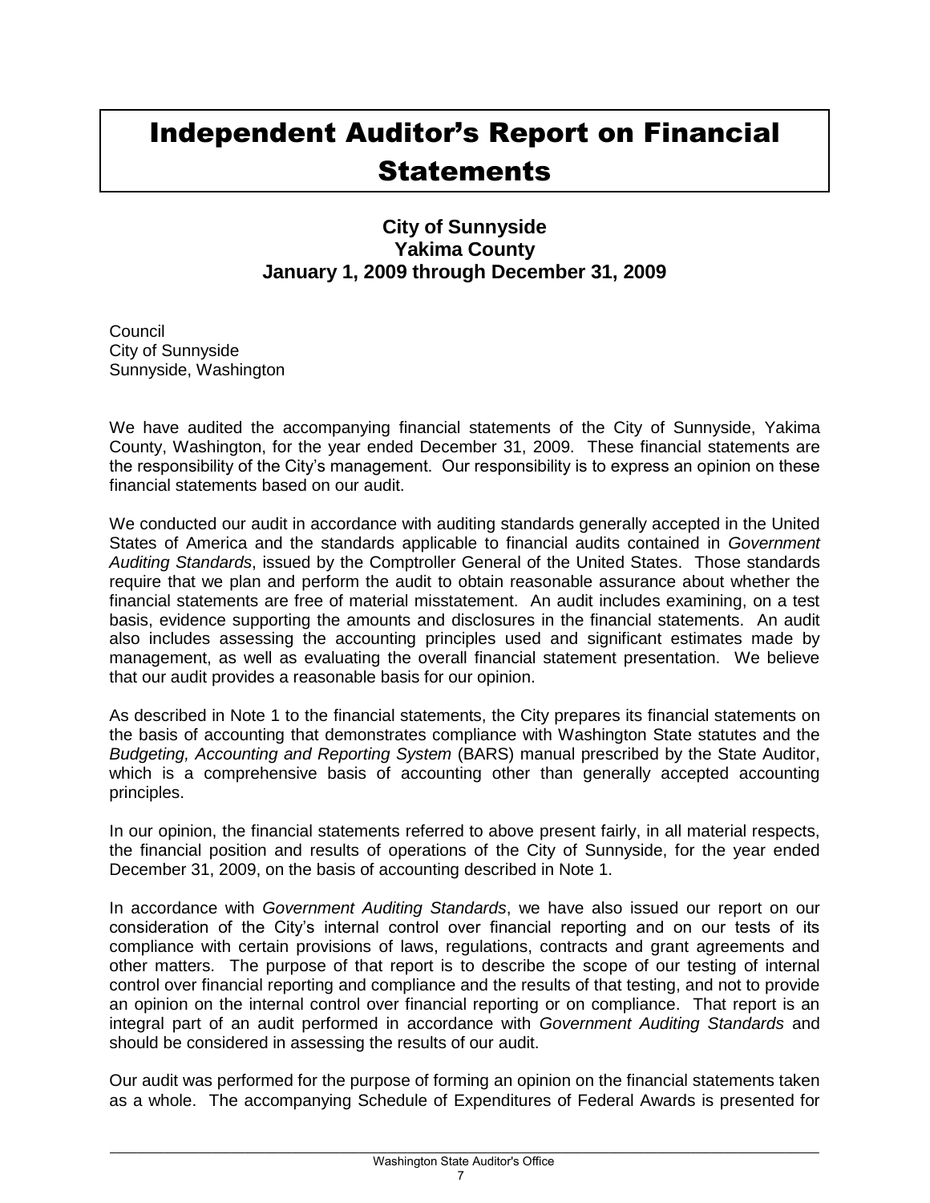# Independent Auditor's Report on Financial Statements

**City of Sunnyside**
**Yakima County**
**January 1, 2009 through December 31, 2009**

Council
City of Sunnyside
Sunnyside, Washington

We have audited the accompanying financial statements of the City of Sunnyside, Yakima County, Washington, for the year ended December 31, 2009. These financial statements are the responsibility of the City's management. Our responsibility is to express an opinion on these financial statements based on our audit.

We conducted our audit in accordance with auditing standards generally accepted in the United States of America and the standards applicable to financial audits contained in *Government Auditing Standards*, issued by the Comptroller General of the United States. Those standards require that we plan and perform the audit to obtain reasonable assurance about whether the financial statements are free of material misstatement. An audit includes examining, on a test basis, evidence supporting the amounts and disclosures in the financial statements. An audit also includes assessing the accounting principles used and significant estimates made by management, as well as evaluating the overall financial statement presentation. We believe that our audit provides a reasonable basis for our opinion.

As described in Note 1 to the financial statements, the City prepares its financial statements on the basis of accounting that demonstrates compliance with Washington State statutes and the *Budgeting, Accounting and Reporting System* (BARS) manual prescribed by the State Auditor, which is a comprehensive basis of accounting other than generally accepted accounting principles.

In our opinion, the financial statements referred to above present fairly, in all material respects, the financial position and results of operations of the City of Sunnyside, for the year ended December 31, 2009, on the basis of accounting described in Note 1.

In accordance with *Government Auditing Standards*, we have also issued our report on our consideration of the City's internal control over financial reporting and on our tests of its compliance with certain provisions of laws, regulations, contracts and grant agreements and other matters. The purpose of that report is to describe the scope of our testing of internal control over financial reporting and compliance and the results of that testing, and not to provide an opinion on the internal control over financial reporting or on compliance. That report is an integral part of an audit performed in accordance with *Government Auditing Standards* and should be considered in assessing the results of our audit.

Our audit was performed for the purpose of forming an opinion on the financial statements taken as a whole. The accompanying Schedule of Expenditures of Federal Awards is presented for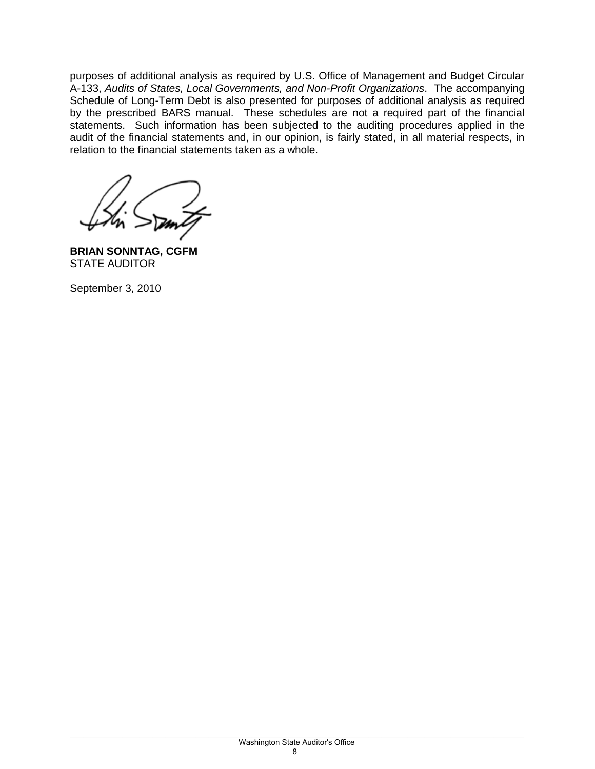purposes of additional analysis as required by U.S. Office of Management and Budget Circular A-133, *Audits of States, Local Governments, and Non-Profit Organizations*. The accompanying Schedule of Long-Term Debt is also presented for purposes of additional analysis as required by the prescribed BARS manual. These schedules are not a required part of the financial statements. Such information has been subjected to the auditing procedures applied in the audit of the financial statements and, in our opinion, is fairly stated, in all material respects, in relation to the financial statements taken as a whole.

**BRIAN SONNTAG, CGFM**
STATE AUDITOR

September 3, 2010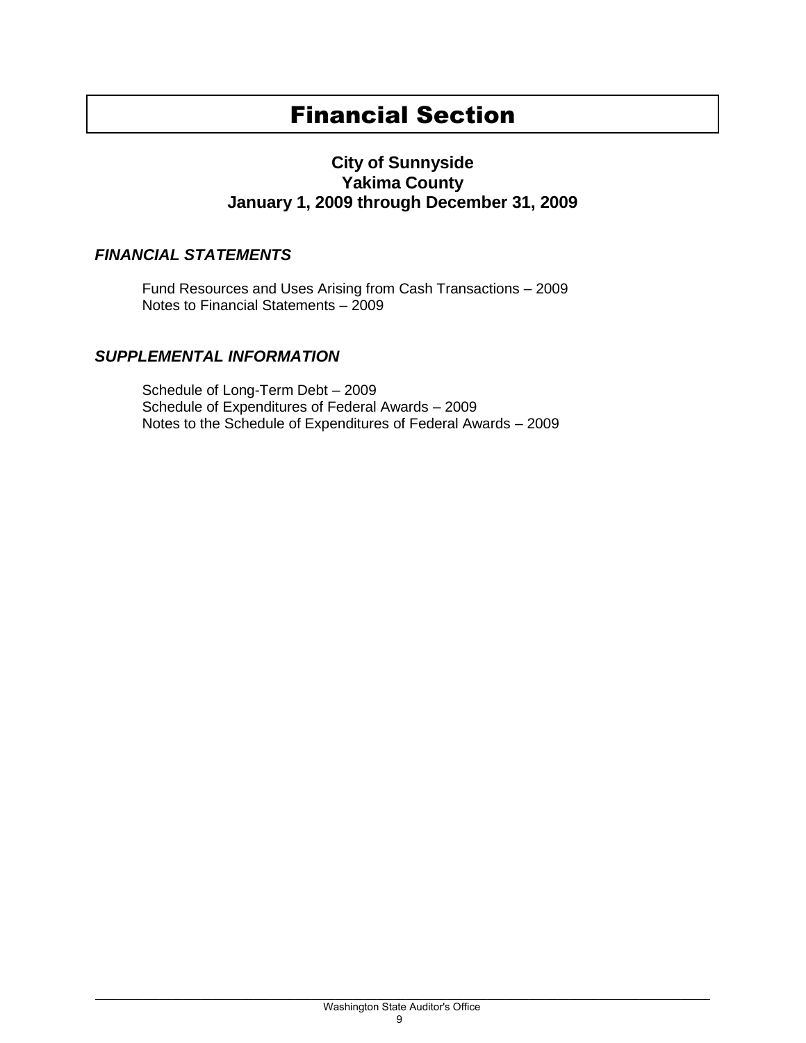# Financial Section

**City of Sunnyside**
**Yakima County**
**January 1, 2009 through December 31, 2009**

### *FINANCIAL STATEMENTS*

Fund Resources and Uses Arising from Cash Transactions – 2009
Notes to Financial Statements – 2009

### *SUPPLEMENTAL INFORMATION*

Schedule of Long-Term Debt – 2009
Schedule of Expenditures of Federal Awards – 2009
Notes to the Schedule of Expenditures of Federal Awards – 2009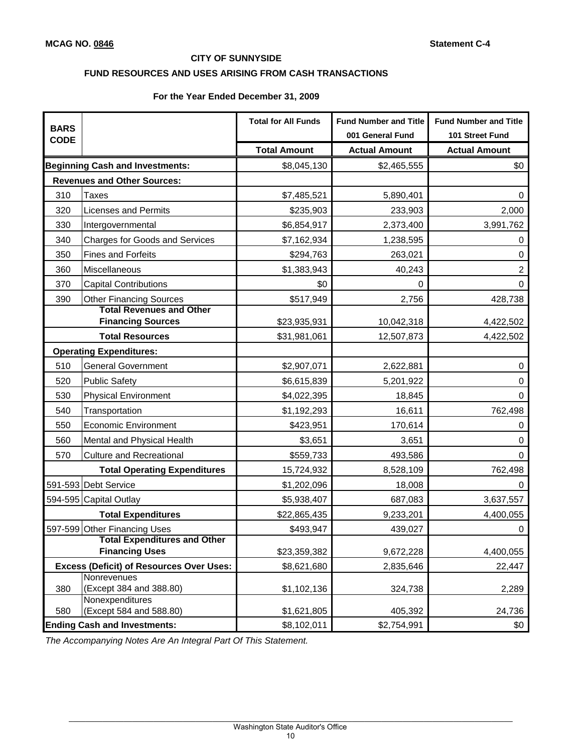**MCAG NO. 0846** **Statement C-4**

**CITY OF SUNNYSIDE**

**FUND RESOURCES AND USES ARISING FROM CASH TRANSACTIONS**

**For the Year Ended December 31, 2009**

| BARS CODE | | Total for All Funds | Fund Number and Title 001 General Fund | Fund Number and Title 101 Street Fund |
|---|---|---|---|---|
| | | **Total Amount** | **Actual Amount** | **Actual Amount** |
| **Beginning Cash and Investments:** | | $8,045,130 | $2,465,555 | $0 |
| **Revenues and Other Sources:** | | | | |
| 310 | Taxes | $7,485,521 | 5,890,401 | 0 |
| 320 | Licenses and Permits | $235,903 | 233,903 | 2,000 |
| 330 | Intergovernmental | $6,854,917 | 2,373,400 | 3,991,762 |
| 340 | Charges for Goods and Services | $7,162,934 | 1,238,595 | 0 |
| 350 | Fines and Forfeits | $294,763 | 263,021 | 0 |
| 360 | Miscellaneous | $1,383,943 | 40,243 | 2 |
| 370 | Capital Contributions | $0 | 0 | 0 |
| 390 | Other Financing Sources | $517,949 | 2,756 | 428,738 |
| | **Total Revenues and Other Financing Sources** | $23,935,931 | 10,042,318 | 4,422,502 |
| | **Total Resources** | $31,981,061 | 12,507,873 | 4,422,502 |
| **Operating Expenditures:** | | | | |
| 510 | General Government | $2,907,071 | 2,622,881 | 0 |
| 520 | Public Safety | $6,615,839 | 5,201,922 | 0 |
| 530 | Physical Environment | $4,022,395 | 18,845 | 0 |
| 540 | Transportation | $1,192,293 | 16,611 | 762,498 |
| 550 | Economic Environment | $423,951 | 170,614 | 0 |
| 560 | Mental and Physical Health | $3,651 | 3,651 | 0 |
| 570 | Culture and Recreational | $559,733 | 493,586 | 0 |
| | **Total Operating Expenditures** | 15,724,932 | 8,528,109 | 762,498 |
| 591-593 | Debt Service | $1,202,096 | 18,008 | 0 |
| 594-595 | Capital Outlay | $5,938,407 | 687,083 | 3,637,557 |
| | **Total Expenditures** | $22,865,435 | 9,233,201 | 4,400,055 |
| 597-599 | Other Financing Uses | $493,947 | 439,027 | 0 |
| | **Total Expenditures and Other Financing Uses** | $23,359,382 | 9,672,228 | 4,400,055 |
| **Excess (Deficit) of Resources Over Uses:** | | $8,621,680 | 2,835,646 | 22,447 |
| 380 | Nonrevenues (Except 384 and 388.80) | $1,102,136 | 324,738 | 2,289 |
| 580 | Nonexpenditures (Except 584 and 588.80) | $1,621,805 | 405,392 | 24,736 |
| **Ending Cash and Investments:** | | $8,102,011 | $2,754,991 | $0 |

*The Accompanying Notes Are An Integral Part Of This Statement.*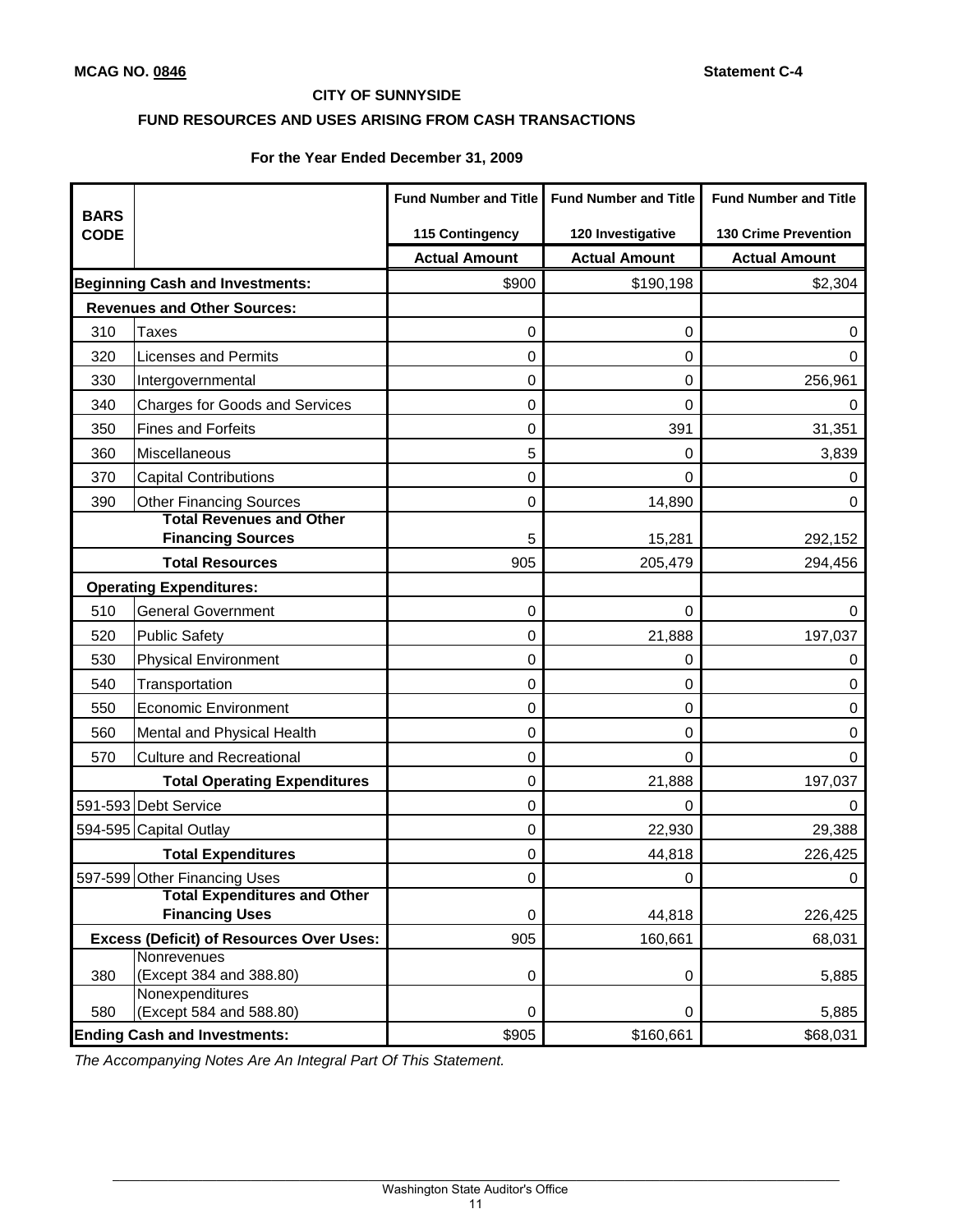**MCAG NO. 0846** **Statement C-4**

**CITY OF SUNNYSIDE**

**FUND RESOURCES AND USES ARISING FROM CASH TRANSACTIONS**

**For the Year Ended December 31, 2009**

| BARS CODE | | Fund Number and Title<br>115 Contingency | Fund Number and Title<br>120 Investigative | Fund Number and Title<br>130 Crime Prevention |
|---|---|---|---|---|
| | | **Actual Amount** | **Actual Amount** | **Actual Amount** |
| **Beginning Cash and Investments:** | | $900 | $190,198 | $2,304 |
| **Revenues and Other Sources:** | | | | |
| 310 | Taxes | 0 | 0 | 0 |
| 320 | Licenses and Permits | 0 | 0 | 0 |
| 330 | Intergovernmental | 0 | 0 | 256,961 |
| 340 | Charges for Goods and Services | 0 | 0 | 0 |
| 350 | Fines and Forfeits | 0 | 391 | 31,351 |
| 360 | Miscellaneous | 5 | 0 | 3,839 |
| 370 | Capital Contributions | 0 | 0 | 0 |
| 390 | Other Financing Sources | 0 | 14,890 | 0 |
| | **Total Revenues and Other Financing Sources** | 5 | 15,281 | 292,152 |
| | **Total Resources** | 905 | 205,479 | 294,456 |
| **Operating Expenditures:** | | | | |
| 510 | General Government | 0 | 0 | 0 |
| 520 | Public Safety | 0 | 21,888 | 197,037 |
| 530 | Physical Environment | 0 | 0 | 0 |
| 540 | Transportation | 0 | 0 | 0 |
| 550 | Economic Environment | 0 | 0 | 0 |
| 560 | Mental and Physical Health | 0 | 0 | 0 |
| 570 | Culture and Recreational | 0 | 0 | 0 |
| | **Total Operating Expenditures** | 0 | 21,888 | 197,037 |
| 591-593 | Debt Service | 0 | 0 | 0 |
| 594-595 | Capital Outlay | 0 | 22,930 | 29,388 |
| | **Total Expenditures** | 0 | 44,818 | 226,425 |
| 597-599 | Other Financing Uses | 0 | 0 | 0 |
| | **Total Expenditures and Other Financing Uses** | 0 | 44,818 | 226,425 |
| **Excess (Deficit) of Resources Over Uses:** | | 905 | 160,661 | 68,031 |
| 380 | Nonrevenues (Except 384 and 388.80) | 0 | 0 | 5,885 |
| 580 | Nonexpenditures (Except 584 and 588.80) | 0 | 0 | 5,885 |
| **Ending Cash and Investments:** | | $905 | $160,661 | $68,031 |

*The Accompanying Notes Are An Integral Part Of This Statement.*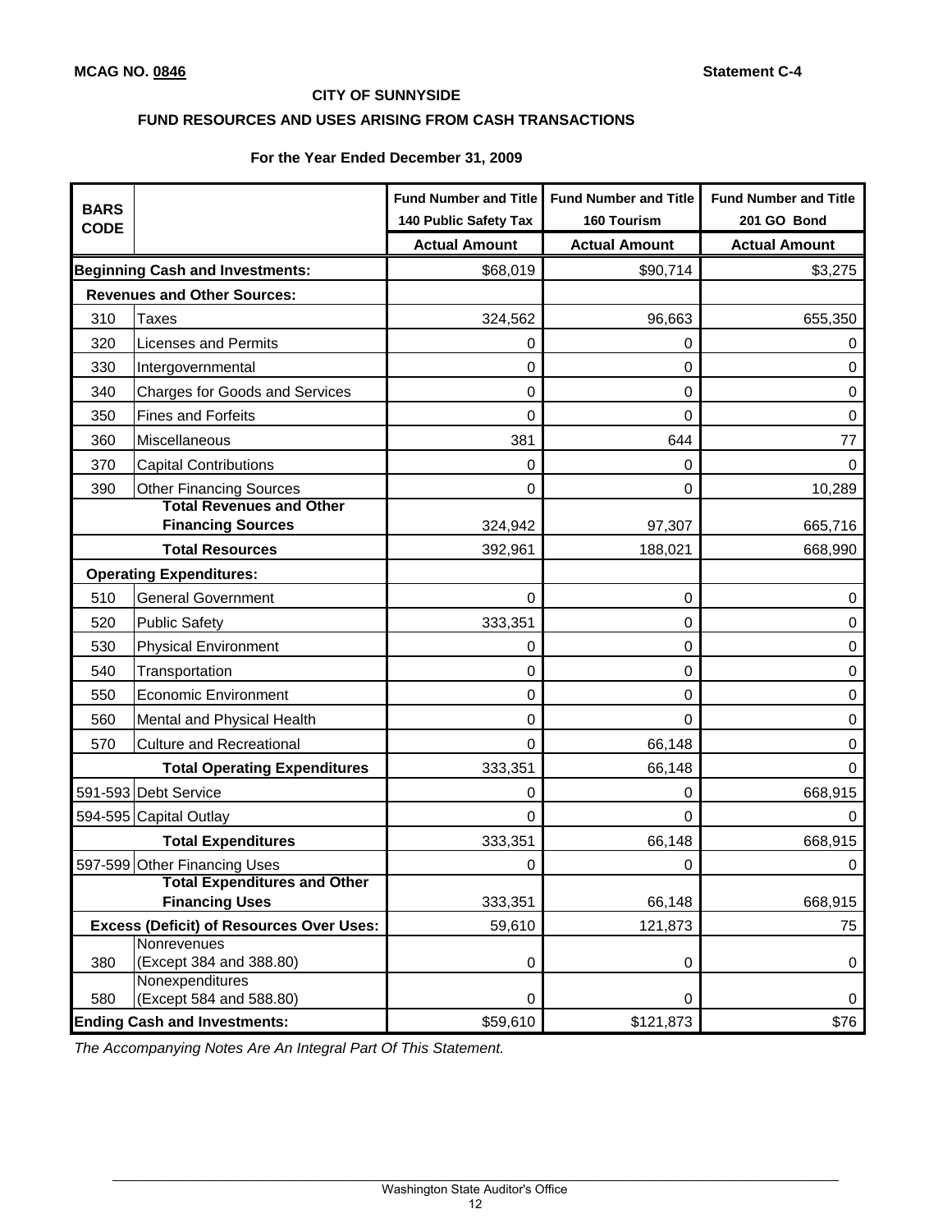**MCAG NO. 0846** **Statement C-4**

**CITY OF SUNNYSIDE**

**FUND RESOURCES AND USES ARISING FROM CASH TRANSACTIONS**

**For the Year Ended December 31, 2009**

| BARS CODE | | Fund Number and Title 140 Public Safety Tax | Fund Number and Title 160 Tourism | Fund Number and Title 201 GO Bond |
|---|---|---|---|---|
| | | **Actual Amount** | **Actual Amount** | **Actual Amount** |
| **Beginning Cash and Investments:** | | $68,019 | $90,714 | $3,275 |
| **Revenues and Other Sources:** | | | | |
| 310 | Taxes | 324,562 | 96,663 | 655,350 |
| 320 | Licenses and Permits | 0 | 0 | 0 |
| 330 | Intergovernmental | 0 | 0 | 0 |
| 340 | Charges for Goods and Services | 0 | 0 | 0 |
| 350 | Fines and Forfeits | 0 | 0 | 0 |
| 360 | Miscellaneous | 381 | 644 | 77 |
| 370 | Capital Contributions | 0 | 0 | 0 |
| 390 | Other Financing Sources | 0 | 0 | 10,289 |
| | **Total Revenues and Other Financing Sources** | 324,942 | 97,307 | 665,716 |
| | **Total Resources** | 392,961 | 188,021 | 668,990 |
| **Operating Expenditures:** | | | | |
| 510 | General Government | 0 | 0 | 0 |
| 520 | Public Safety | 333,351 | 0 | 0 |
| 530 | Physical Environment | 0 | 0 | 0 |
| 540 | Transportation | 0 | 0 | 0 |
| 550 | Economic Environment | 0 | 0 | 0 |
| 560 | Mental and Physical Health | 0 | 0 | 0 |
| 570 | Culture and Recreational | 0 | 66,148 | 0 |
| | **Total Operating Expenditures** | 333,351 | 66,148 | 0 |
| 591-593 | Debt Service | 0 | 0 | 668,915 |
| 594-595 | Capital Outlay | 0 | 0 | 0 |
| | **Total Expenditures** | 333,351 | 66,148 | 668,915 |
| 597-599 | Other Financing Uses | 0 | 0 | 0 |
| | **Total Expenditures and Other Financing Uses** | 333,351 | 66,148 | 668,915 |
| **Excess (Deficit) of Resources Over Uses:** | | 59,610 | 121,873 | 75 |
| 380 | Nonrevenues (Except 384 and 388.80) | 0 | 0 | 0 |
| 580 | Nonexpenditures (Except 584 and 588.80) | 0 | 0 | 0 |
| **Ending Cash and Investments:** | | $59,610 | $121,873 | $76 |

*The Accompanying Notes Are An Integral Part Of This Statement.*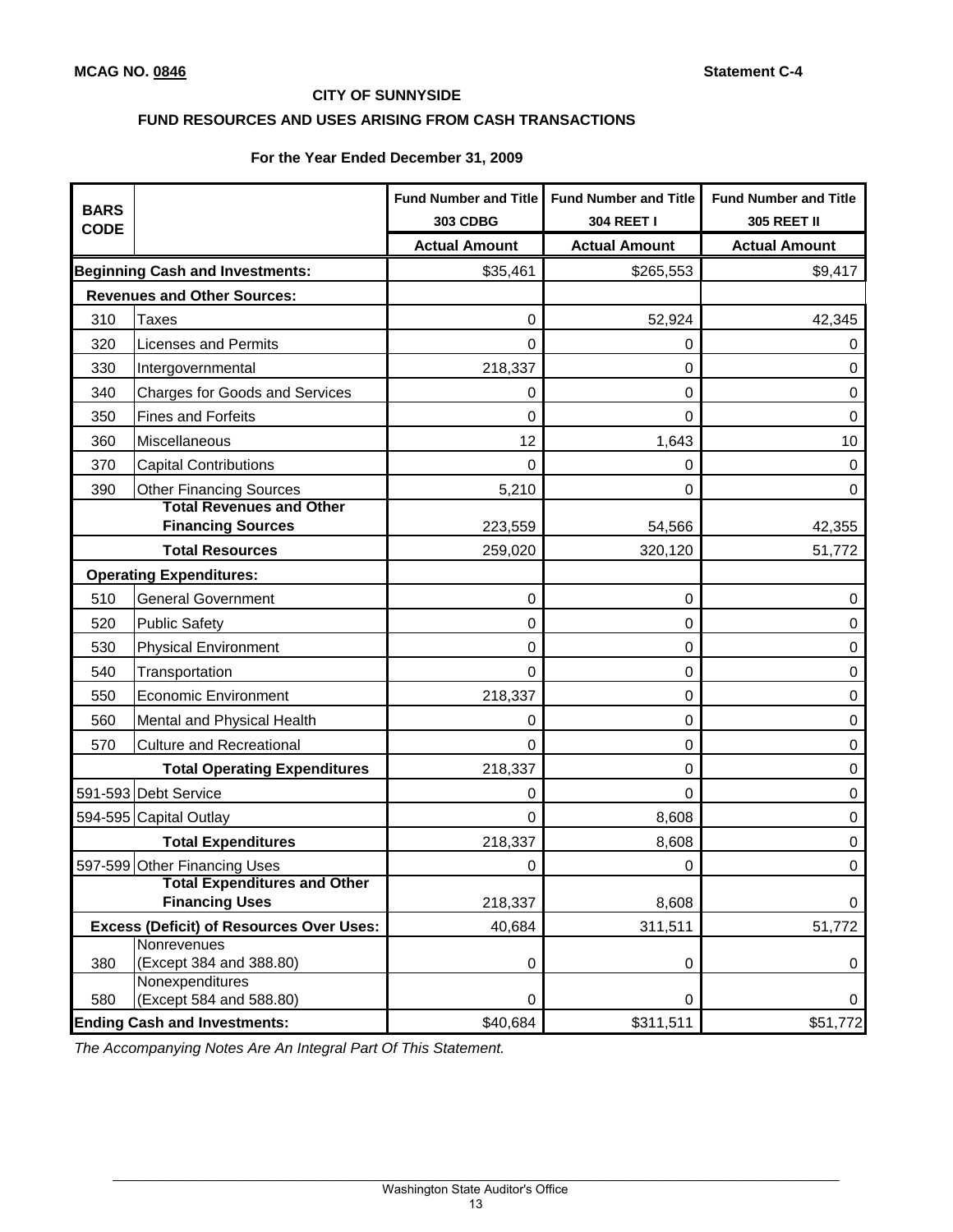**MCAG NO. 0846** **Statement C-4**

**CITY OF SUNNYSIDE**

**FUND RESOURCES AND USES ARISING FROM CASH TRANSACTIONS**

**For the Year Ended December 31, 2009**

| BARS CODE | | Fund Number and Title 303 CDBG | Fund Number and Title 304 REET I | Fund Number and Title 305 REET II |
|---|---|---|---|---|
| | | Actual Amount | Actual Amount | Actual Amount |
| **Beginning Cash and Investments:** | | $35,461 | $265,553 | $9,417 |
| **Revenues and Other Sources:** | | | | |
| 310 | Taxes | 0 | 52,924 | 42,345 |
| 320 | Licenses and Permits | 0 | 0 | 0 |
| 330 | Intergovernmental | 218,337 | 0 | 0 |
| 340 | Charges for Goods and Services | 0 | 0 | 0 |
| 350 | Fines and Forfeits | 0 | 0 | 0 |
| 360 | Miscellaneous | 12 | 1,643 | 10 |
| 370 | Capital Contributions | 0 | 0 | 0 |
| 390 | Other Financing Sources | 5,210 | 0 | 0 |
| | **Total Revenues and Other Financing Sources** | 223,559 | 54,566 | 42,355 |
| | **Total Resources** | 259,020 | 320,120 | 51,772 |
| **Operating Expenditures:** | | | | |
| 510 | General Government | 0 | 0 | 0 |
| 520 | Public Safety | 0 | 0 | 0 |
| 530 | Physical Environment | 0 | 0 | 0 |
| 540 | Transportation | 0 | 0 | 0 |
| 550 | Economic Environment | 218,337 | 0 | 0 |
| 560 | Mental and Physical Health | 0 | 0 | 0 |
| 570 | Culture and Recreational | 0 | 0 | 0 |
| | **Total Operating Expenditures** | 218,337 | 0 | 0 |
| 591-593 | Debt Service | 0 | 0 | 0 |
| 594-595 | Capital Outlay | 0 | 8,608 | 0 |
| | **Total Expenditures** | 218,337 | 8,608 | 0 |
| 597-599 | Other Financing Uses | 0 | 0 | 0 |
| | **Total Expenditures and Other Financing Uses** | 218,337 | 8,608 | 0 |
| **Excess (Deficit) of Resources Over Uses:** | | 40,684 | 311,511 | 51,772 |
| 380 | Nonrevenues (Except 384 and 388.80) | 0 | 0 | 0 |
| 580 | Nonexpenditures (Except 584 and 588.80) | 0 | 0 | 0 |
| **Ending Cash and Investments:** | | $40,684 | $311,511 | $51,772 |

*The Accompanying Notes Are An Integral Part Of This Statement.*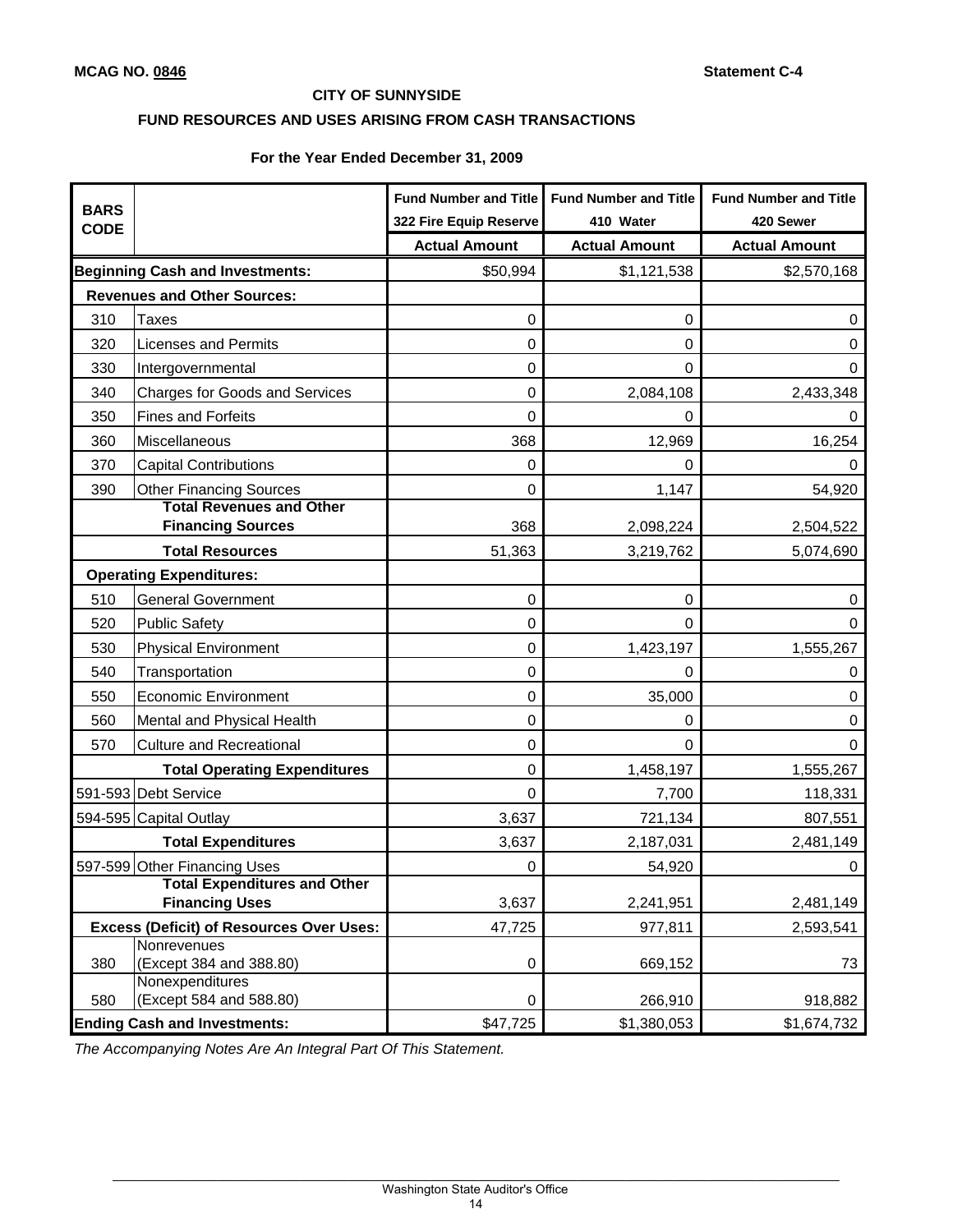**MCAG NO. 0846** **Statement C-4**

**CITY OF SUNNYSIDE**

**FUND RESOURCES AND USES ARISING FROM CASH TRANSACTIONS**

**For the Year Ended December 31, 2009**

| BARS CODE | | Fund Number and Title 322 Fire Equip Reserve | Fund Number and Title 410 Water | Fund Number and Title 420 Sewer |
|---|---|---|---|---|
| | | **Actual Amount** | **Actual Amount** | **Actual Amount** |
| **Beginning Cash and Investments:** | | $50,994 | $1,121,538 | $2,570,168 |
| **Revenues and Other Sources:** | | | | |
| 310 | Taxes | 0 | 0 | 0 |
| 320 | Licenses and Permits | 0 | 0 | 0 |
| 330 | Intergovernmental | 0 | 0 | 0 |
| 340 | Charges for Goods and Services | 0 | 2,084,108 | 2,433,348 |
| 350 | Fines and Forfeits | 0 | 0 | 0 |
| 360 | Miscellaneous | 368 | 12,969 | 16,254 |
| 370 | Capital Contributions | 0 | 0 | 0 |
| 390 | Other Financing Sources | 0 | 1,147 | 54,920 |
| | **Total Revenues and Other Financing Sources** | 368 | 2,098,224 | 2,504,522 |
| | **Total Resources** | 51,363 | 3,219,762 | 5,074,690 |
| **Operating Expenditures:** | | | | |
| 510 | General Government | 0 | 0 | 0 |
| 520 | Public Safety | 0 | 0 | 0 |
| 530 | Physical Environment | 0 | 1,423,197 | 1,555,267 |
| 540 | Transportation | 0 | 0 | 0 |
| 550 | Economic Environment | 0 | 35,000 | 0 |
| 560 | Mental and Physical Health | 0 | 0 | 0 |
| 570 | Culture and Recreational | 0 | 0 | 0 |
| | **Total Operating Expenditures** | 0 | 1,458,197 | 1,555,267 |
| 591-593 | Debt Service | 0 | 7,700 | 118,331 |
| 594-595 | Capital Outlay | 3,637 | 721,134 | 807,551 |
| | **Total Expenditures** | 3,637 | 2,187,031 | 2,481,149 |
| 597-599 | Other Financing Uses | 0 | 54,920 | 0 |
| | **Total Expenditures and Other Financing Uses** | 3,637 | 2,241,951 | 2,481,149 |
| **Excess (Deficit) of Resources Over Uses:** | | 47,725 | 977,811 | 2,593,541 |
| 380 | Nonrevenues (Except 384 and 388.80) | 0 | 669,152 | 73 |
| 580 | Nonexpenditures (Except 584 and 588.80) | 0 | 266,910 | 918,882 |
| **Ending Cash and Investments:** | | $47,725 | $1,380,053 | $1,674,732 |

*The Accompanying Notes Are An Integral Part Of This Statement.*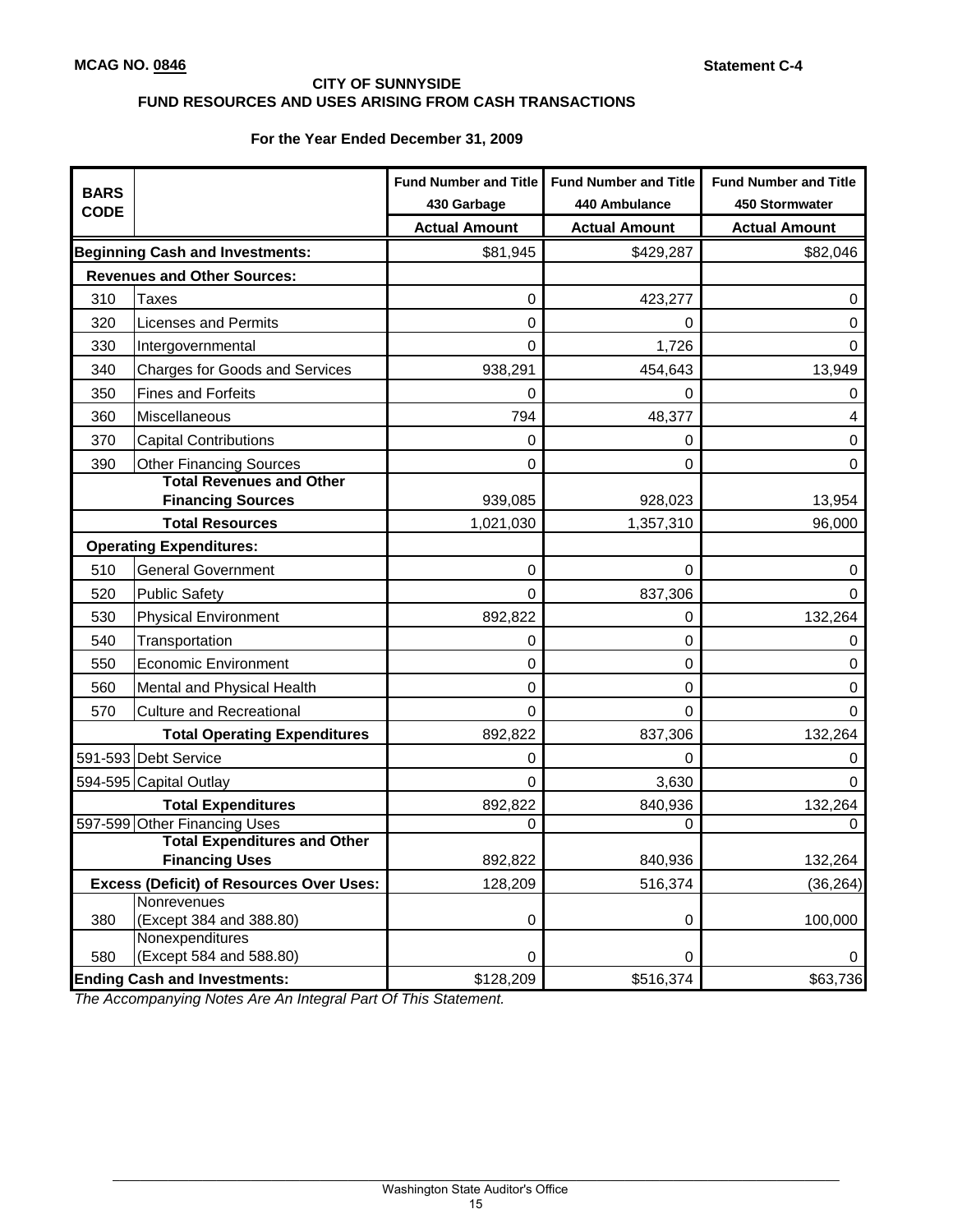**MCAG NO. 0846**

**Statement C-4**

**CITY OF SUNNYSIDE**
**FUND RESOURCES AND USES ARISING FROM CASH TRANSACTIONS**

**For the Year Ended December 31, 2009**

| BARS CODE | | Fund Number and Title 430 Garbage | Fund Number and Title 440 Ambulance | Fund Number and Title 450 Stormwater |
|---|---|---|---|---|
| | | Actual Amount | Actual Amount | Actual Amount |
| **Beginning Cash and Investments:** | | $81,945 | $429,287 | $82,046 |
| **Revenues and Other Sources:** | | | | |
| 310 | Taxes | 0 | 423,277 | 0 |
| 320 | Licenses and Permits | 0 | 0 | 0 |
| 330 | Intergovernmental | 0 | 1,726 | 0 |
| 340 | Charges for Goods and Services | 938,291 | 454,643 | 13,949 |
| 350 | Fines and Forfeits | 0 | 0 | 0 |
| 360 | Miscellaneous | 794 | 48,377 | 4 |
| 370 | Capital Contributions | 0 | 0 | 0 |
| 390 | Other Financing Sources | 0 | 0 | 0 |
| | **Total Revenues and Other Financing Sources** | 939,085 | 928,023 | 13,954 |
| | **Total Resources** | 1,021,030 | 1,357,310 | 96,000 |
| **Operating Expenditures:** | | | | |
| 510 | General Government | 0 | 0 | 0 |
| 520 | Public Safety | 0 | 837,306 | 0 |
| 530 | Physical Environment | 892,822 | 0 | 132,264 |
| 540 | Transportation | 0 | 0 | 0 |
| 550 | Economic Environment | 0 | 0 | 0 |
| 560 | Mental and Physical Health | 0 | 0 | 0 |
| 570 | Culture and Recreational | 0 | 0 | 0 |
| | **Total Operating Expenditures** | 892,822 | 837,306 | 132,264 |
| 591-593 | Debt Service | 0 | 0 | 0 |
| 594-595 | Capital Outlay | 0 | 3,630 | 0 |
| | **Total Expenditures** | 892,822 | 840,936 | 132,264 |
| 597-599 | Other Financing Uses | 0 | 0 | 0 |
| | **Total Expenditures and Other Financing Uses** | 892,822 | 840,936 | 132,264 |
| **Excess (Deficit) of Resources Over Uses:** | | 128,209 | 516,374 | (36,264) |
| 380 | Nonrevenues (Except 384 and 388.80) | 0 | 0 | 100,000 |
| 580 | Nonexpenditures (Except 584 and 588.80) | 0 | 0 | 0 |
| **Ending Cash and Investments:** | | $128,209 | $516,374 | $63,736 |

*The Accompanying Notes Are An Integral Part Of This Statement.*

Washington State Auditor's Office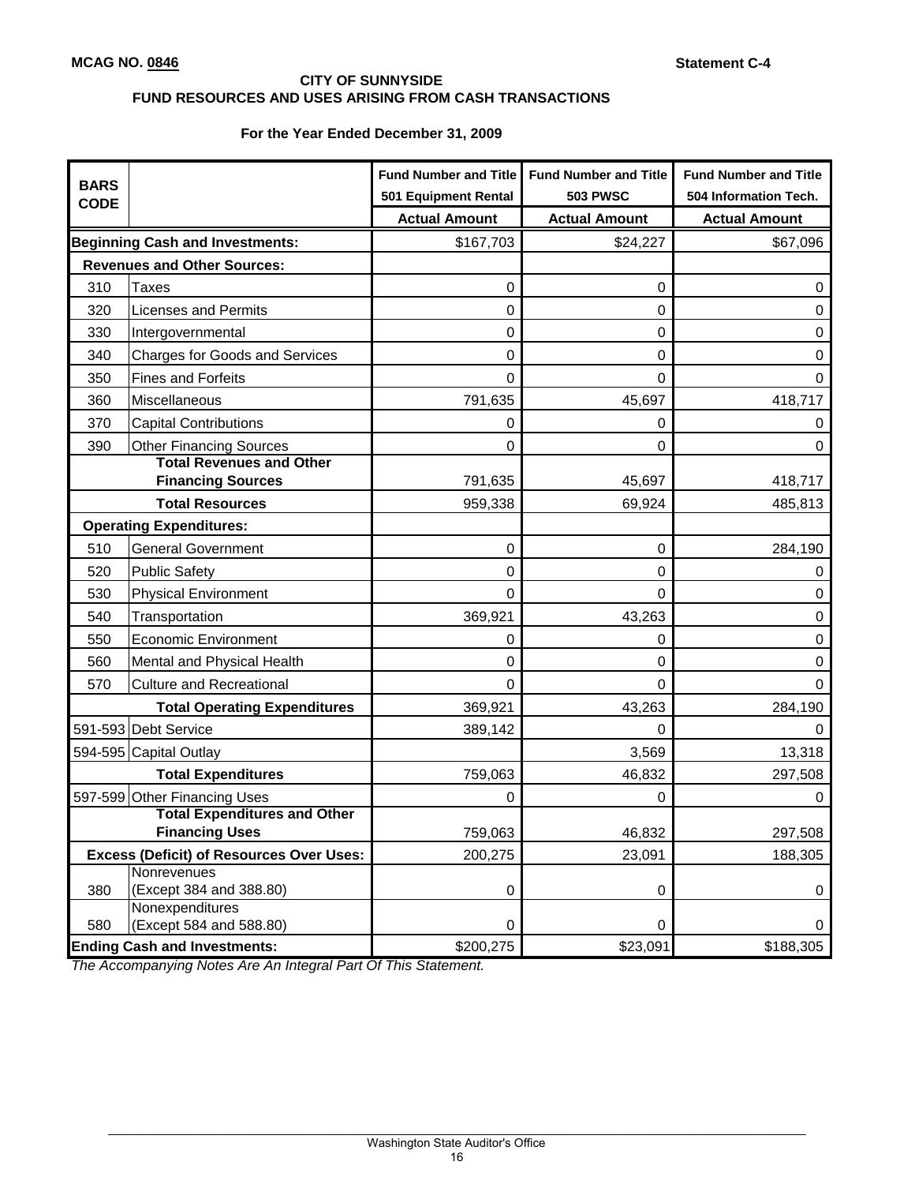**MCAG NO. 0846**

**Statement C-4**

**CITY OF SUNNYSIDE**
**FUND RESOURCES AND USES ARISING FROM CASH TRANSACTIONS**

**For the Year Ended December 31, 2009**

| BARS CODE | | Fund Number and Title 501 Equipment Rental | Fund Number and Title 503 PWSC | Fund Number and Title 504 Information Tech. |
|---|---|---|---|---|
| | | Actual Amount | Actual Amount | Actual Amount |
| **Beginning Cash and Investments:** | | $167,703 | $24,227 | $67,096 |
| **Revenues and Other Sources:** | | | | |
| 310 | Taxes | 0 | 0 | 0 |
| 320 | Licenses and Permits | 0 | 0 | 0 |
| 330 | Intergovernmental | 0 | 0 | 0 |
| 340 | Charges for Goods and Services | 0 | 0 | 0 |
| 350 | Fines and Forfeits | 0 | 0 | 0 |
| 360 | Miscellaneous | 791,635 | 45,697 | 418,717 |
| 370 | Capital Contributions | 0 | 0 | 0 |
| 390 | Other Financing Sources | 0 | 0 | 0 |
| | **Total Revenues and Other Financing Sources** | 791,635 | 45,697 | 418,717 |
| | **Total Resources** | 959,338 | 69,924 | 485,813 |
| **Operating Expenditures:** | | | | |
| 510 | General Government | 0 | 0 | 284,190 |
| 520 | Public Safety | 0 | 0 | 0 |
| 530 | Physical Environment | 0 | 0 | 0 |
| 540 | Transportation | 369,921 | 43,263 | 0 |
| 550 | Economic Environment | 0 | 0 | 0 |
| 560 | Mental and Physical Health | 0 | 0 | 0 |
| 570 | Culture and Recreational | 0 | 0 | 0 |
| | **Total Operating Expenditures** | 369,921 | 43,263 | 284,190 |
| 591-593 | Debt Service | 389,142 | 0 | 0 |
| 594-595 | Capital Outlay | | 3,569 | 13,318 |
| | **Total Expenditures** | 759,063 | 46,832 | 297,508 |
| 597-599 | Other Financing Uses | 0 | 0 | 0 |
| | **Total Expenditures and Other Financing Uses** | 759,063 | 46,832 | 297,508 |
| **Excess (Deficit) of Resources Over Uses:** | | 200,275 | 23,091 | 188,305 |
| 380 | Nonrevenues (Except 384 and 388.80) | 0 | 0 | 0 |
| 580 | Nonexpenditures (Except 584 and 588.80) | 0 | 0 | 0 |
| **Ending Cash and Investments:** | | $200,275 | $23,091 | $188,305 |

*The Accompanying Notes Are An Integral Part Of This Statement.*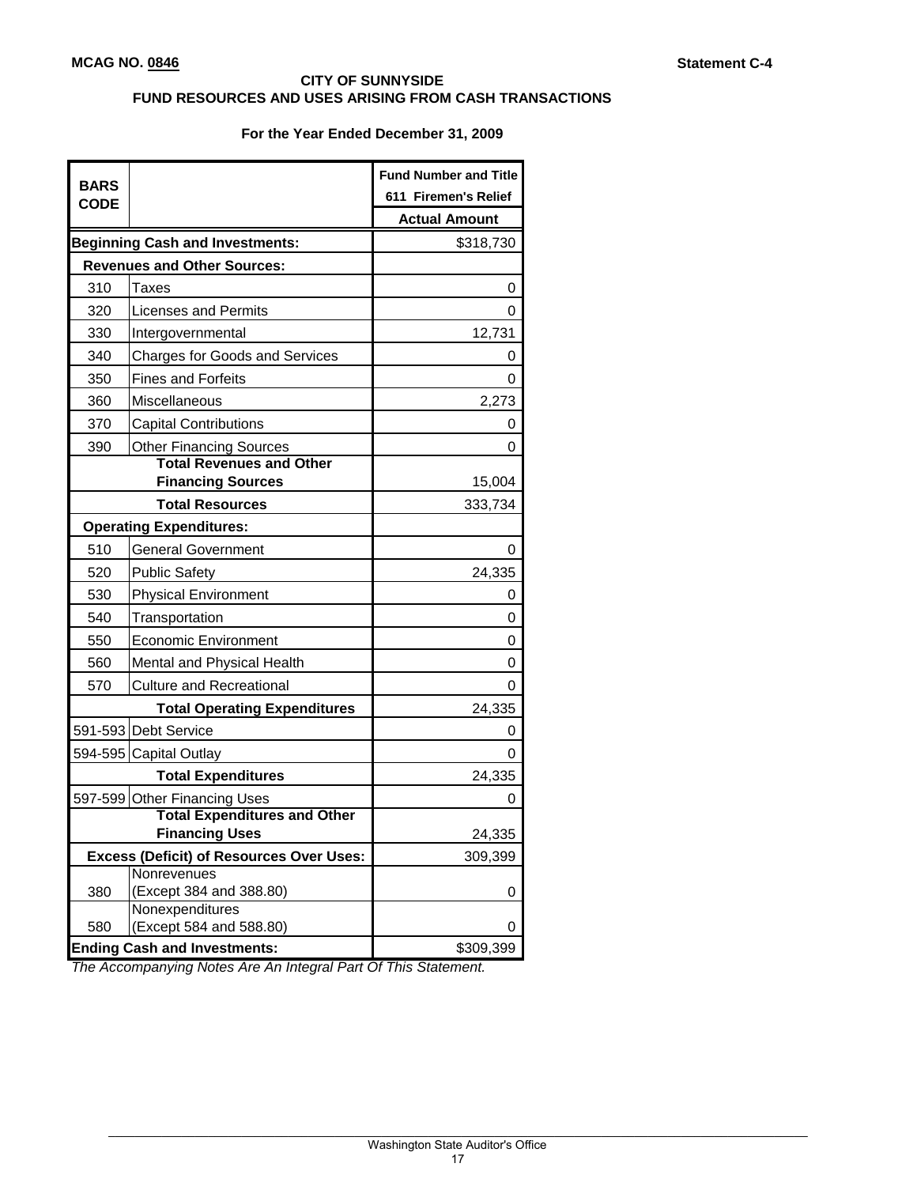**MCAG NO. 0846**

**Statement C-4**

**CITY OF SUNNYSIDE**
**FUND RESOURCES AND USES ARISING FROM CASH TRANSACTIONS**

**For the Year Ended December 31, 2009**

| BARS CODE | | Fund Number and Title<br>611 Firemen's Relief<br>Actual Amount |
|---|---|---|
| **Beginning Cash and Investments:** | | $318,730 |
| **Revenues and Other Sources:** | | |
| 310 | Taxes | 0 |
| 320 | Licenses and Permits | 0 |
| 330 | Intergovernmental | 12,731 |
| 340 | Charges for Goods and Services | 0 |
| 350 | Fines and Forfeits | 0 |
| 360 | Miscellaneous | 2,273 |
| 370 | Capital Contributions | 0 |
| 390 | Other Financing Sources | 0 |
| | **Total Revenues and Other Financing Sources** | 15,004 |
| | **Total Resources** | 333,734 |
| **Operating Expenditures:** | | |
| 510 | General Government | 0 |
| 520 | Public Safety | 24,335 |
| 530 | Physical Environment | 0 |
| 540 | Transportation | 0 |
| 550 | Economic Environment | 0 |
| 560 | Mental and Physical Health | 0 |
| 570 | Culture and Recreational | 0 |
| | **Total Operating Expenditures** | 24,335 |
| 591-593 | Debt Service | 0 |
| 594-595 | Capital Outlay | 0 |
| | **Total Expenditures** | 24,335 |
| 597-599 | Other Financing Uses | 0 |
| | **Total Expenditures and Other Financing Uses** | 24,335 |
| **Excess (Deficit) of Resources Over Uses:** | | 309,399 |
| 380 | Nonrevenues (Except 384 and 388.80) | 0 |
| 580 | Nonexpenditures (Except 584 and 588.80) | 0 |
| **Ending Cash and Investments:** | | $309,399 |

*The Accompanying Notes Are An Integral Part Of This Statement.*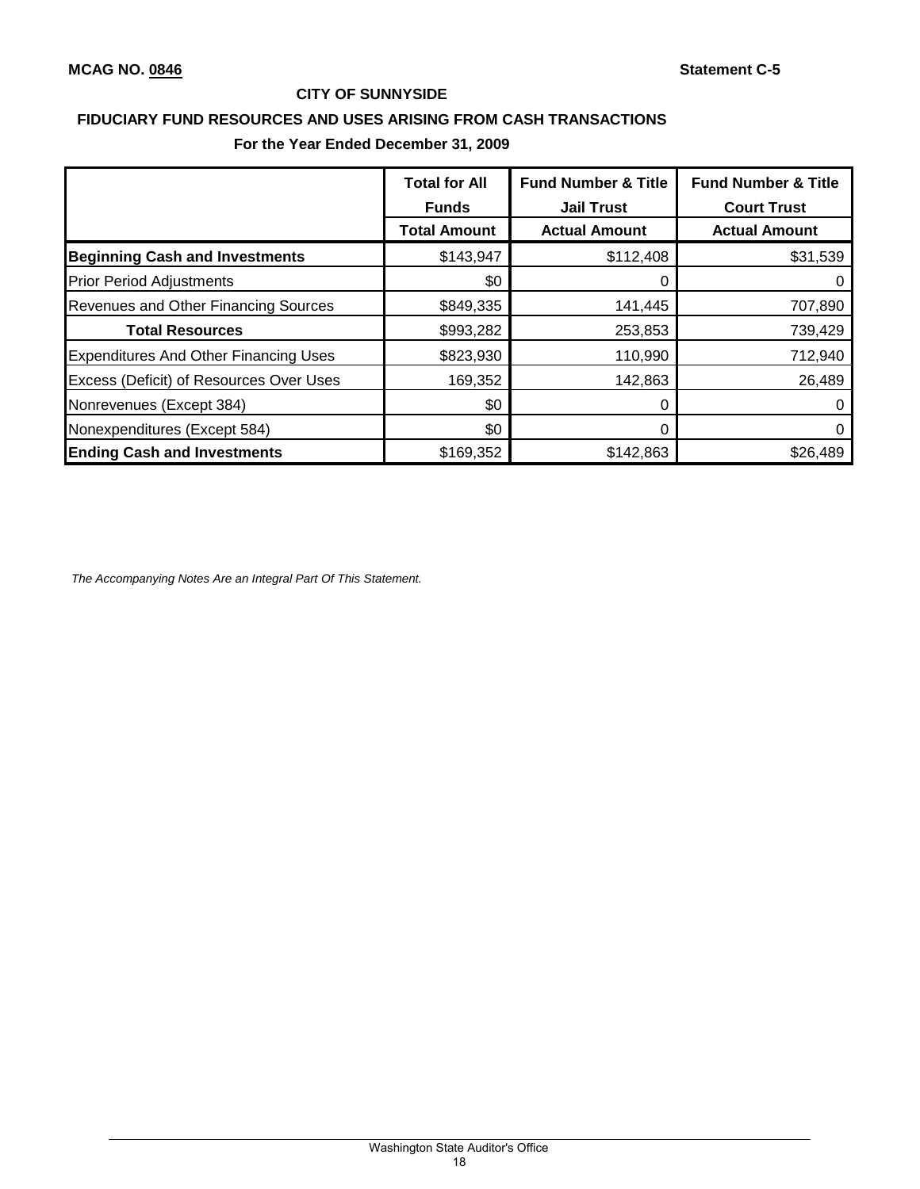**MCAG NO. 0846**

**Statement C-5**

## CITY OF SUNNYSIDE

## FIDUCIARY FUND RESOURCES AND USES ARISING FROM CASH TRANSACTIONS

### For the Year Ended December 31, 2009

| | Total for All Funds | Fund Number & Title Jail Trust | Fund Number & Title Court Trust |
|---|---|---|---|
| | **Total Amount** | **Actual Amount** | **Actual Amount** |
| **Beginning Cash and Investments** | $143,947 | $112,408 | $31,539 |
| Prior Period Adjustments | $0 | 0 | 0 |
| Revenues and Other Financing Sources | $849,335 | 141,445 | 707,890 |
| **Total Resources** | $993,282 | 253,853 | 739,429 |
| Expenditures And Other Financing Uses | $823,930 | 110,990 | 712,940 |
| Excess (Deficit) of Resources Over Uses | 169,352 | 142,863 | 26,489 |
| Nonrevenues (Except 384) | $0 | 0 | 0 |
| Nonexpenditures (Except 584) | $0 | 0 | 0 |
| **Ending Cash and Investments** | $169,352 | $142,863 | $26,489 |

*The Accompanying Notes Are an Integral Part Of This Statement.*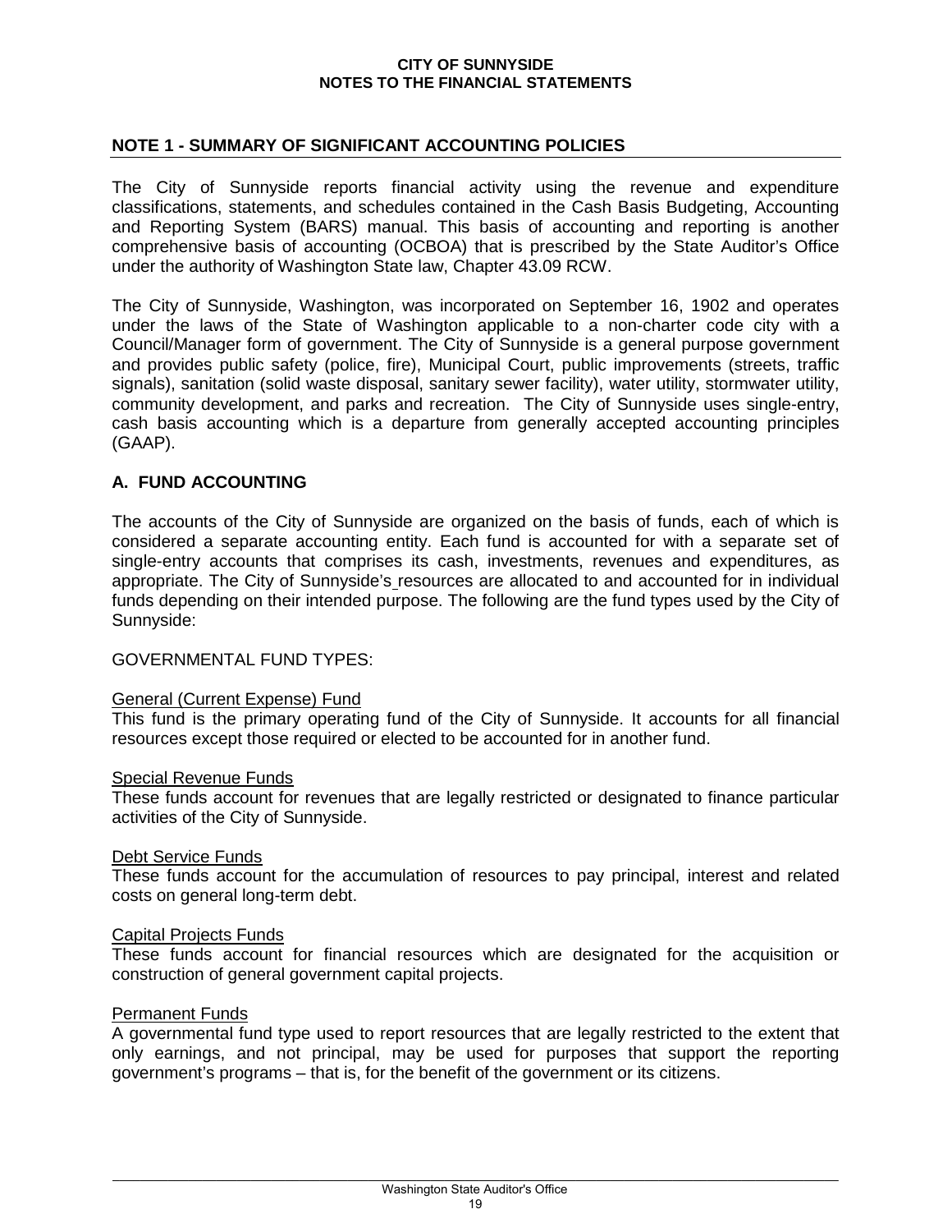## NOTE 1 - SUMMARY OF SIGNIFICANT ACCOUNTING POLICIES

The City of Sunnyside reports financial activity using the revenue and expenditure classifications, statements, and schedules contained in the Cash Basis Budgeting, Accounting and Reporting System (BARS) manual. This basis of accounting and reporting is another comprehensive basis of accounting (OCBOA) that is prescribed by the State Auditor's Office under the authority of Washington State law, Chapter 43.09 RCW.

The City of Sunnyside, Washington, was incorporated on September 16, 1902 and operates under the laws of the State of Washington applicable to a non-charter code city with a Council/Manager form of government. The City of Sunnyside is a general purpose government and provides public safety (police, fire), Municipal Court, public improvements (streets, traffic signals), sanitation (solid waste disposal, sanitary sewer facility), water utility, stormwater utility, community development, and parks and recreation. The City of Sunnyside uses single-entry, cash basis accounting which is a departure from generally accepted accounting principles (GAAP).

### A. FUND ACCOUNTING

The accounts of the City of Sunnyside are organized on the basis of funds, each of which is considered a separate accounting entity. Each fund is accounted for with a separate set of single-entry accounts that comprises its cash, investments, revenues and expenditures, as appropriate. The City of Sunnyside's resources are allocated to and accounted for in individual funds depending on their intended purpose. The following are the fund types used by the City of Sunnyside:

GOVERNMENTAL FUND TYPES:

General (Current Expense) Fund
This fund is the primary operating fund of the City of Sunnyside. It accounts for all financial resources except those required or elected to be accounted for in another fund.

Special Revenue Funds
These funds account for revenues that are legally restricted or designated to finance particular activities of the City of Sunnyside.

Debt Service Funds
These funds account for the accumulation of resources to pay principal, interest and related costs on general long-term debt.

Capital Projects Funds
These funds account for financial resources which are designated for the acquisition or construction of general government capital projects.

Permanent Funds
A governmental fund type used to report resources that are legally restricted to the extent that only earnings, and not principal, may be used for purposes that support the reporting government's programs – that is, for the benefit of the government or its citizens.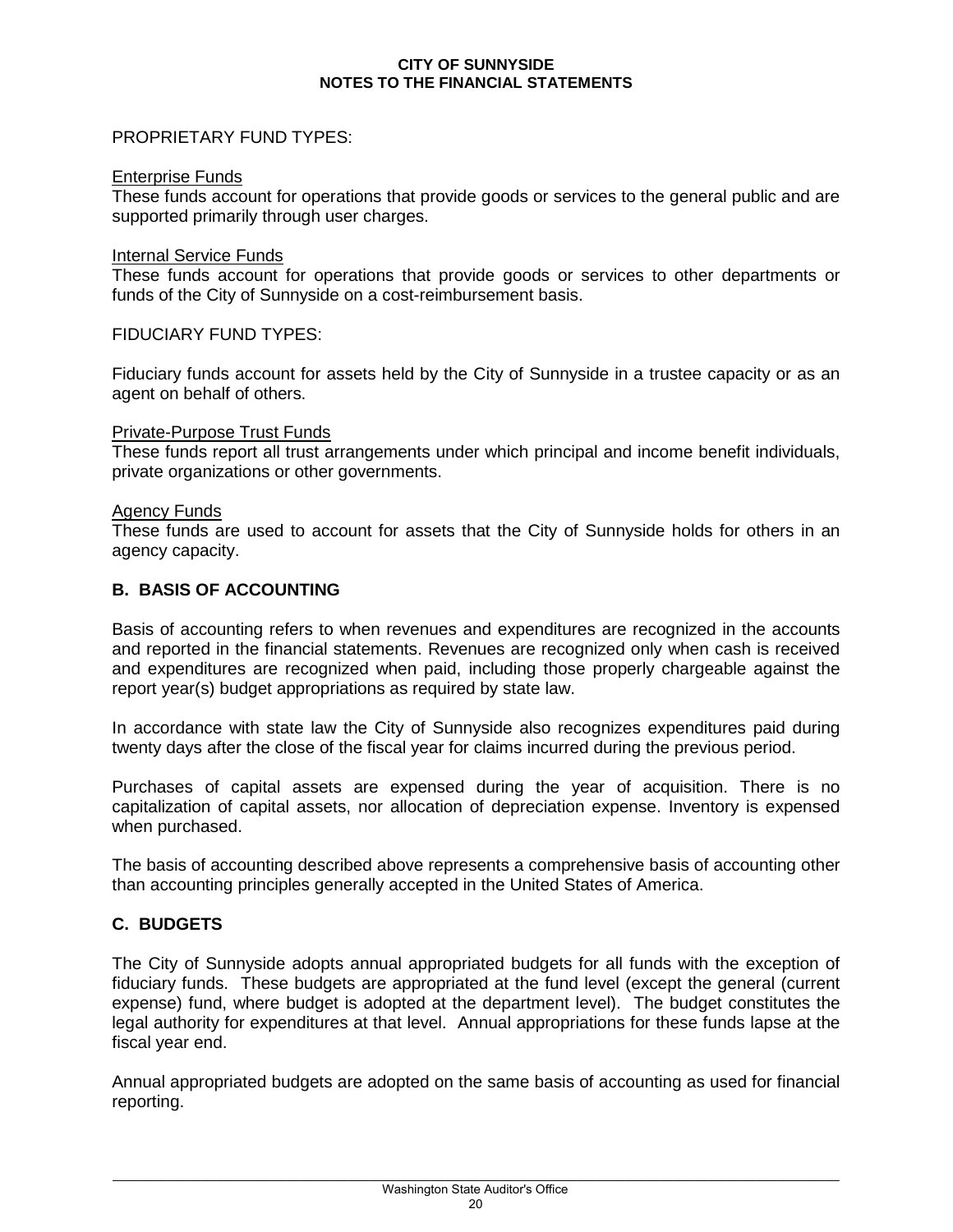PROPRIETARY FUND TYPES:

Enterprise Funds
These funds account for operations that provide goods or services to the general public and are supported primarily through user charges.

Internal Service Funds
These funds account for operations that provide goods or services to other departments or funds of the City of Sunnyside on a cost-reimbursement basis.

FIDUCIARY FUND TYPES:

Fiduciary funds account for assets held by the City of Sunnyside in a trustee capacity or as an agent on behalf of others.

Private-Purpose Trust Funds
These funds report all trust arrangements under which principal and income benefit individuals, private organizations or other governments.

Agency Funds
These funds are used to account for assets that the City of Sunnyside holds for others in an agency capacity.

## B. BASIS OF ACCOUNTING

Basis of accounting refers to when revenues and expenditures are recognized in the accounts and reported in the financial statements. Revenues are recognized only when cash is received and expenditures are recognized when paid, including those properly chargeable against the report year(s) budget appropriations as required by state law.

In accordance with state law the City of Sunnyside also recognizes expenditures paid during twenty days after the close of the fiscal year for claims incurred during the previous period.

Purchases of capital assets are expensed during the year of acquisition. There is no capitalization of capital assets, nor allocation of depreciation expense. Inventory is expensed when purchased.

The basis of accounting described above represents a comprehensive basis of accounting other than accounting principles generally accepted in the United States of America.

## C. BUDGETS

The City of Sunnyside adopts annual appropriated budgets for all funds with the exception of fiduciary funds. These budgets are appropriated at the fund level (except the general (current expense) fund, where budget is adopted at the department level). The budget constitutes the legal authority for expenditures at that level. Annual appropriations for these funds lapse at the fiscal year end.

Annual appropriated budgets are adopted on the same basis of accounting as used for financial reporting.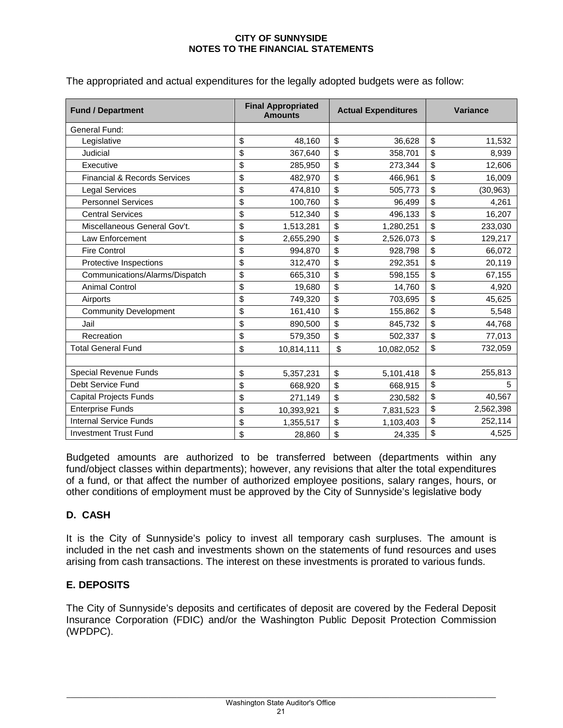**CITY OF SUNNYSIDE**
**NOTES TO THE FINANCIAL STATEMENTS**

The appropriated and actual expenditures for the legally adopted budgets were as follow:

| Fund / Department | Final Appropriated Amounts | Actual Expenditures | Variance |
|---|---|---|---|
| General Fund: | | | |
| Legislative | $ 48,160 | $ 36,628 | $ 11,532 |
| Judicial | $ 367,640 | $ 358,701 | $ 8,939 |
| Executive | $ 285,950 | $ 273,344 | $ 12,606 |
| Financial & Records Services | $ 482,970 | $ 466,961 | $ 16,009 |
| Legal Services | $ 474,810 | $ 505,773 | $ (30,963) |
| Personnel Services | $ 100,760 | $ 96,499 | $ 4,261 |
| Central Services | $ 512,340 | $ 496,133 | $ 16,207 |
| Miscellaneous General Gov't. | $ 1,513,281 | $ 1,280,251 | $ 233,030 |
| Law Enforcement | $ 2,655,290 | $ 2,526,073 | $ 129,217 |
| Fire Control | $ 994,870 | $ 928,798 | $ 66,072 |
| Protective Inspections | $ 312,470 | $ 292,351 | $ 20,119 |
| Communications/Alarms/Dispatch | $ 665,310 | $ 598,155 | $ 67,155 |
| Animal Control | $ 19,680 | $ 14,760 | $ 4,920 |
| Airports | $ 749,320 | $ 703,695 | $ 45,625 |
| Community Development | $ 161,410 | $ 155,862 | $ 5,548 |
| Jail | $ 890,500 | $ 845,732 | $ 44,768 |
| Recreation | $ 579,350 | $ 502,337 | $ 77,013 |
| Total General Fund | $ 10,814,111 | $ 10,082,052 | $ 732,059 |
| | | | |
| Special Revenue Funds | $ 5,357,231 | $ 5,101,418 | $ 255,813 |
| Debt Service Fund | $ 668,920 | $ 668,915 | $ 5 |
| Capital Projects Funds | $ 271,149 | $ 230,582 | $ 40,567 |
| Enterprise Funds | $ 10,393,921 | $ 7,831,523 | $ 2,562,398 |
| Internal Service Funds | $ 1,355,517 | $ 1,103,403 | $ 252,114 |
| Investment Trust Fund | $ 28,860 | $ 24,335 | $ 4,525 |

Budgeted amounts are authorized to be transferred between (departments within any fund/object classes within departments); however, any revisions that alter the total expenditures of a fund, or that affect the number of authorized employee positions, salary ranges, hours, or other conditions of employment must be approved by the City of Sunnyside's legislative body

## D. CASH

It is the City of Sunnyside's policy to invest all temporary cash surpluses. The amount is included in the net cash and investments shown on the statements of fund resources and uses arising from cash transactions. The interest on these investments is prorated to various funds.

## E. DEPOSITS

The City of Sunnyside's deposits and certificates of deposit are covered by the Federal Deposit Insurance Corporation (FDIC) and/or the Washington Public Deposit Protection Commission (WPDPC).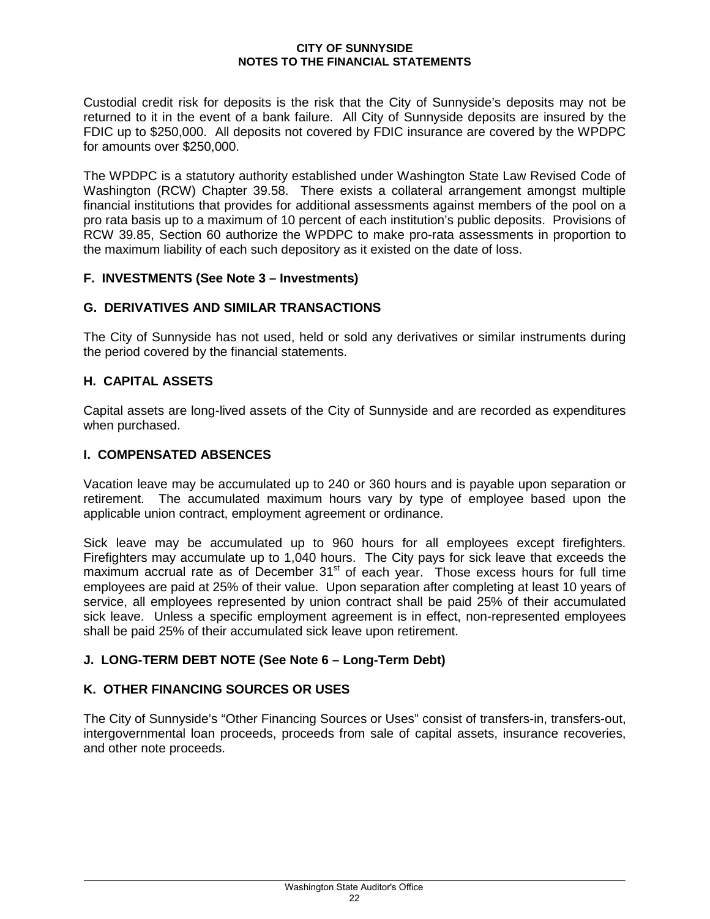Custodial credit risk for deposits is the risk that the City of Sunnyside's deposits may not be returned to it in the event of a bank failure. All City of Sunnyside deposits are insured by the FDIC up to $250,000. All deposits not covered by FDIC insurance are covered by the WPDPC for amounts over $250,000.

The WPDPC is a statutory authority established under Washington State Law Revised Code of Washington (RCW) Chapter 39.58. There exists a collateral arrangement amongst multiple financial institutions that provides for additional assessments against members of the pool on a pro rata basis up to a maximum of 10 percent of each institution's public deposits. Provisions of RCW 39.85, Section 60 authorize the WPDPC to make pro-rata assessments in proportion to the maximum liability of each such depository as it existed on the date of loss.

### F. INVESTMENTS (See Note 3 – Investments)

### G. DERIVATIVES AND SIMILAR TRANSACTIONS

The City of Sunnyside has not used, held or sold any derivatives or similar instruments during the period covered by the financial statements.

### H. CAPITAL ASSETS

Capital assets are long-lived assets of the City of Sunnyside and are recorded as expenditures when purchased.

### I. COMPENSATED ABSENCES

Vacation leave may be accumulated up to 240 or 360 hours and is payable upon separation or retirement. The accumulated maximum hours vary by type of employee based upon the applicable union contract, employment agreement or ordinance.

Sick leave may be accumulated up to 960 hours for all employees except firefighters. Firefighters may accumulate up to 1,040 hours. The City pays for sick leave that exceeds the maximum accrual rate as of December 31st of each year. Those excess hours for full time employees are paid at 25% of their value. Upon separation after completing at least 10 years of service, all employees represented by union contract shall be paid 25% of their accumulated sick leave. Unless a specific employment agreement is in effect, non-represented employees shall be paid 25% of their accumulated sick leave upon retirement.

### J. LONG-TERM DEBT NOTE (See Note 6 – Long-Term Debt)

### K. OTHER FINANCING SOURCES OR USES

The City of Sunnyside's "Other Financing Sources or Uses" consist of transfers-in, transfers-out, intergovernmental loan proceeds, proceeds from sale of capital assets, insurance recoveries, and other note proceeds.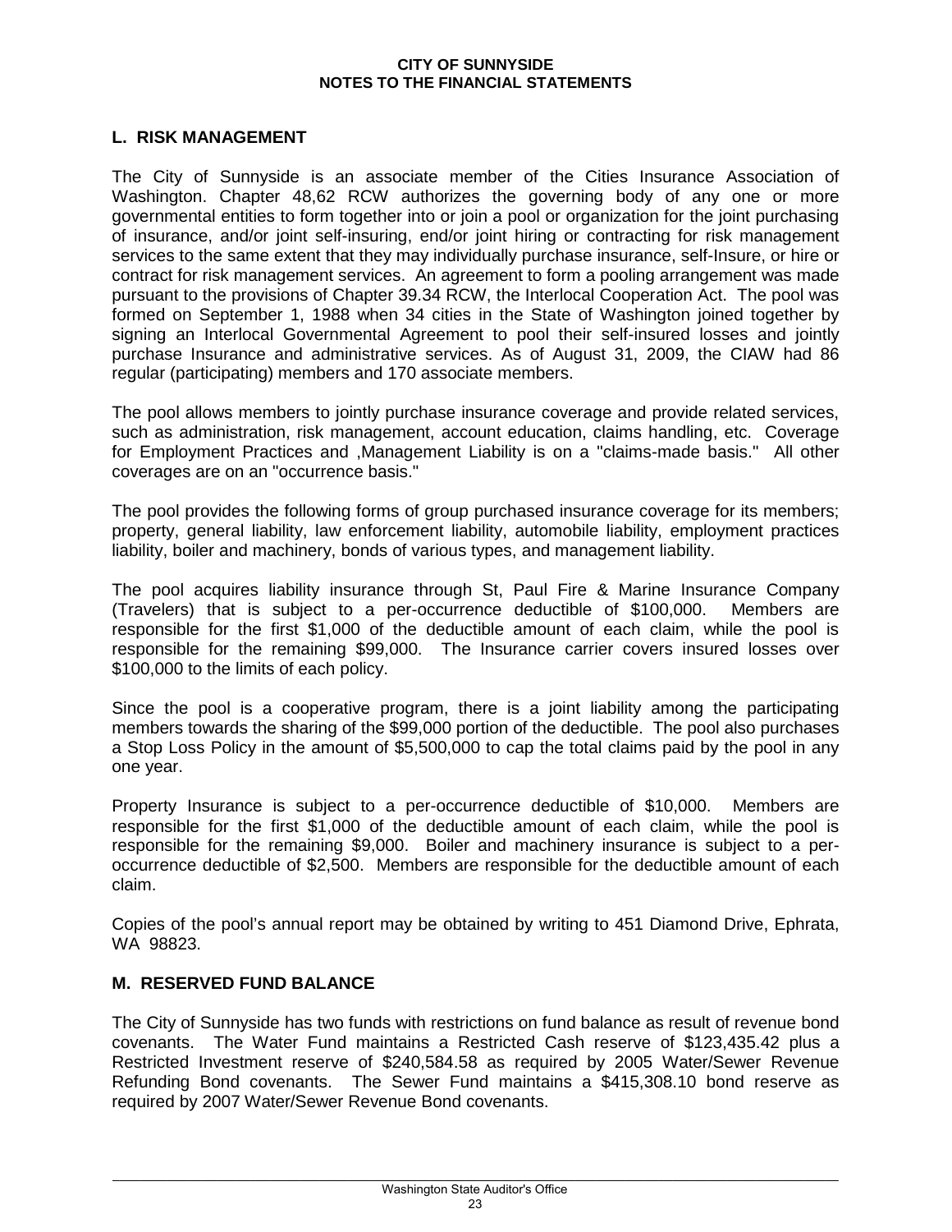## L. RISK MANAGEMENT

The City of Sunnyside is an associate member of the Cities Insurance Association of Washington. Chapter 48,62 RCW authorizes the governing body of any one or more governmental entities to form together into or join a pool or organization for the joint purchasing of insurance, and/or joint self-insuring, end/or joint hiring or contracting for risk management services to the same extent that they may individually purchase insurance, self-Insure, or hire or contract for risk management services. An agreement to form a pooling arrangement was made pursuant to the provisions of Chapter 39.34 RCW, the Interlocal Cooperation Act. The pool was formed on September 1, 1988 when 34 cities in the State of Washington joined together by signing an Interlocal Governmental Agreement to pool their self-insured losses and jointly purchase Insurance and administrative services. As of August 31, 2009, the CIAW had 86 regular (participating) members and 170 associate members.

The pool allows members to jointly purchase insurance coverage and provide related services, such as administration, risk management, account education, claims handling, etc. Coverage for Employment Practices and ,Management Liability is on a "claims-made basis." All other coverages are on an "occurrence basis."

The pool provides the following forms of group purchased insurance coverage for its members; property, general liability, law enforcement liability, automobile liability, employment practices liability, boiler and machinery, bonds of various types, and management liability.

The pool acquires liability insurance through St, Paul Fire & Marine Insurance Company (Travelers) that is subject to a per-occurrence deductible of $100,000. Members are responsible for the first $1,000 of the deductible amount of each claim, while the pool is responsible for the remaining $99,000. The Insurance carrier covers insured losses over $100,000 to the limits of each policy.

Since the pool is a cooperative program, there is a joint liability among the participating members towards the sharing of the $99,000 portion of the deductible. The pool also purchases a Stop Loss Policy in the amount of $5,500,000 to cap the total claims paid by the pool in any one year.

Property Insurance is subject to a per-occurrence deductible of $10,000. Members are responsible for the first $1,000 of the deductible amount of each claim, while the pool is responsible for the remaining $9,000. Boiler and machinery insurance is subject to a per-occurrence deductible of $2,500. Members are responsible for the deductible amount of each claim.

Copies of the pool's annual report may be obtained by writing to 451 Diamond Drive, Ephrata, WA 98823.

## M. RESERVED FUND BALANCE

The City of Sunnyside has two funds with restrictions on fund balance as result of revenue bond covenants. The Water Fund maintains a Restricted Cash reserve of $123,435.42 plus a Restricted Investment reserve of $240,584.58 as required by 2005 Water/Sewer Revenue Refunding Bond covenants. The Sewer Fund maintains a $415,308.10 bond reserve as required by 2007 Water/Sewer Revenue Bond covenants.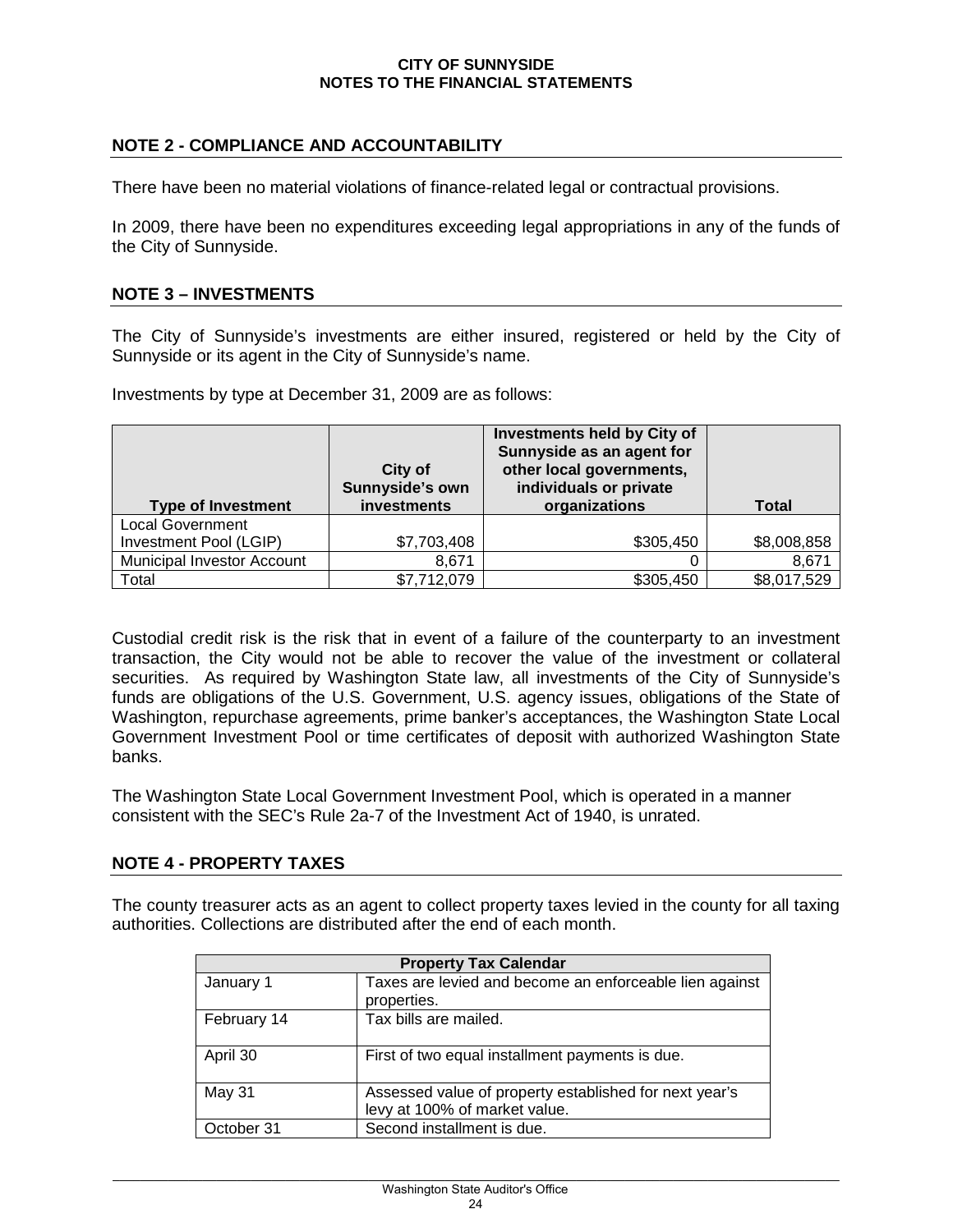## NOTE 2 - COMPLIANCE AND ACCOUNTABILITY

There have been no material violations of finance-related legal or contractual provisions.

In 2009, there have been no expenditures exceeding legal appropriations in any of the funds of the City of Sunnyside.

## NOTE 3 – INVESTMENTS

The City of Sunnyside's investments are either insured, registered or held by the City of Sunnyside or its agent in the City of Sunnyside's name.

Investments by type at December 31, 2009 are as follows:

| Type of Investment | City of Sunnyside's own investments | Investments held by City of Sunnyside as an agent for other local governments, individuals or private organizations | Total |
|---|---|---|---|
| Local Government Investment Pool (LGIP) | $7,703,408 | $305,450 | $8,008,858 |
| Municipal Investor Account | 8,671 | 0 | 8,671 |
| Total | $7,712,079 | $305,450 | $8,017,529 |

Custodial credit risk is the risk that in event of a failure of the counterparty to an investment transaction, the City would not be able to recover the value of the investment or collateral securities. As required by Washington State law, all investments of the City of Sunnyside's funds are obligations of the U.S. Government, U.S. agency issues, obligations of the State of Washington, repurchase agreements, prime banker's acceptances, the Washington State Local Government Investment Pool or time certificates of deposit with authorized Washington State banks.

The Washington State Local Government Investment Pool, which is operated in a manner consistent with the SEC's Rule 2a-7 of the Investment Act of 1940, is unrated.

## NOTE 4 - PROPERTY TAXES

The county treasurer acts as an agent to collect property taxes levied in the county for all taxing authorities. Collections are distributed after the end of each month.

| Property Tax Calendar | |
|---|---|
| January 1 | Taxes are levied and become an enforceable lien against properties. |
| February 14 | Tax bills are mailed. |
| April 30 | First of two equal installment payments is due. |
| May 31 | Assessed value of property established for next year's levy at 100% of market value. |
| October 31 | Second installment is due. |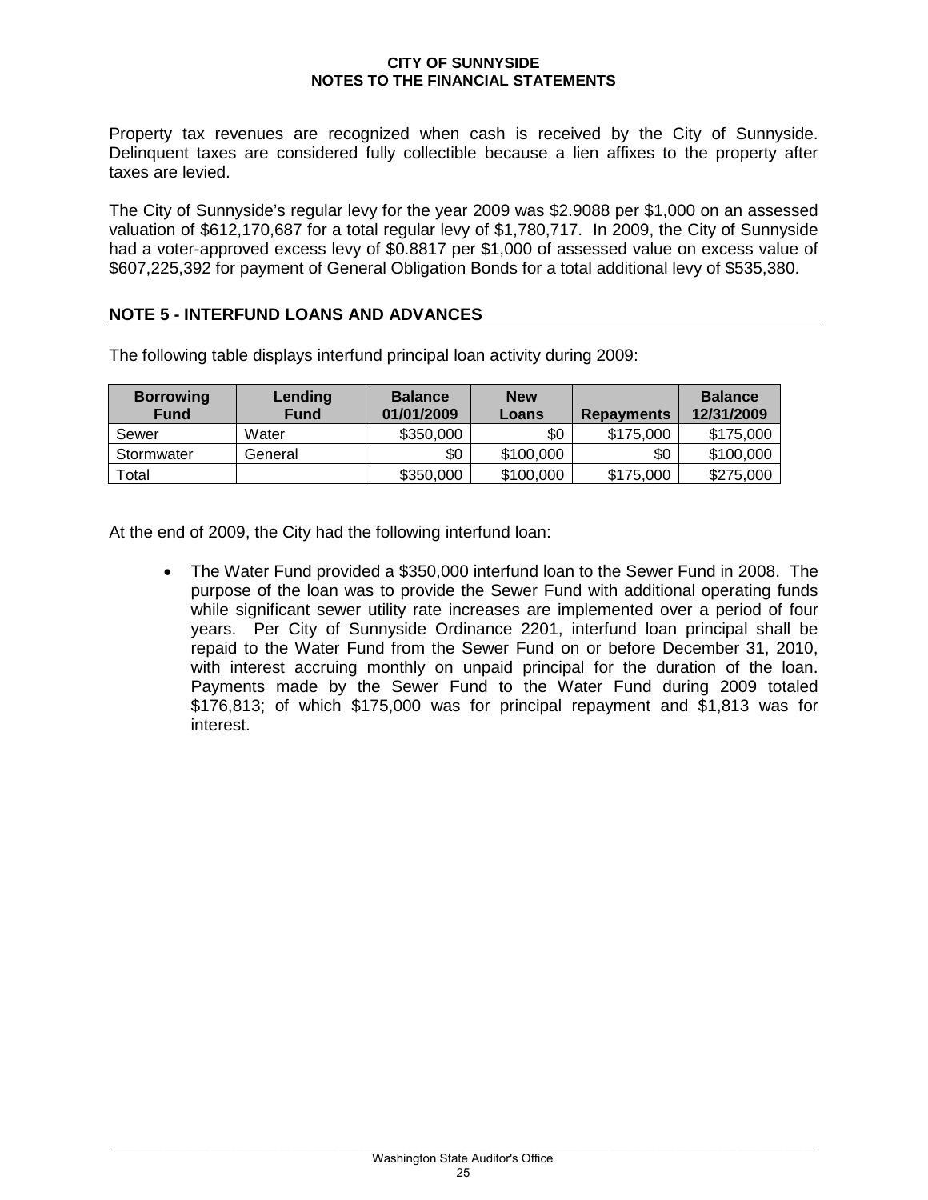Property tax revenues are recognized when cash is received by the City of Sunnyside. Delinquent taxes are considered fully collectible because a lien affixes to the property after taxes are levied.

The City of Sunnyside's regular levy for the year 2009 was $2.9088 per $1,000 on an assessed valuation of $612,170,687 for a total regular levy of $1,780,717. In 2009, the City of Sunnyside had a voter-approved excess levy of $0.8817 per $1,000 of assessed value on excess value of $607,225,392 for payment of General Obligation Bonds for a total additional levy of $535,380.

## NOTE 5 - INTERFUND LOANS AND ADVANCES

The following table displays interfund principal loan activity during 2009:

| Borrowing Fund | Lending Fund | Balance 01/01/2009 | New Loans | Repayments | Balance 12/31/2009 |
|---|---|---|---|---|---|
| Sewer | Water | $350,000 | $0 | $175,000 | $175,000 |
| Stormwater | General | $0 | $100,000 | $0 | $100,000 |
| Total | | $350,000 | $100,000 | $175,000 | $275,000 |

At the end of 2009, the City had the following interfund loan:

- The Water Fund provided a $350,000 interfund loan to the Sewer Fund in 2008. The purpose of the loan was to provide the Sewer Fund with additional operating funds while significant sewer utility rate increases are implemented over a period of four years. Per City of Sunnyside Ordinance 2201, interfund loan principal shall be repaid to the Water Fund from the Sewer Fund on or before December 31, 2010, with interest accruing monthly on unpaid principal for the duration of the loan. Payments made by the Sewer Fund to the Water Fund during 2009 totaled $176,813; of which $175,000 was for principal repayment and $1,813 was for interest.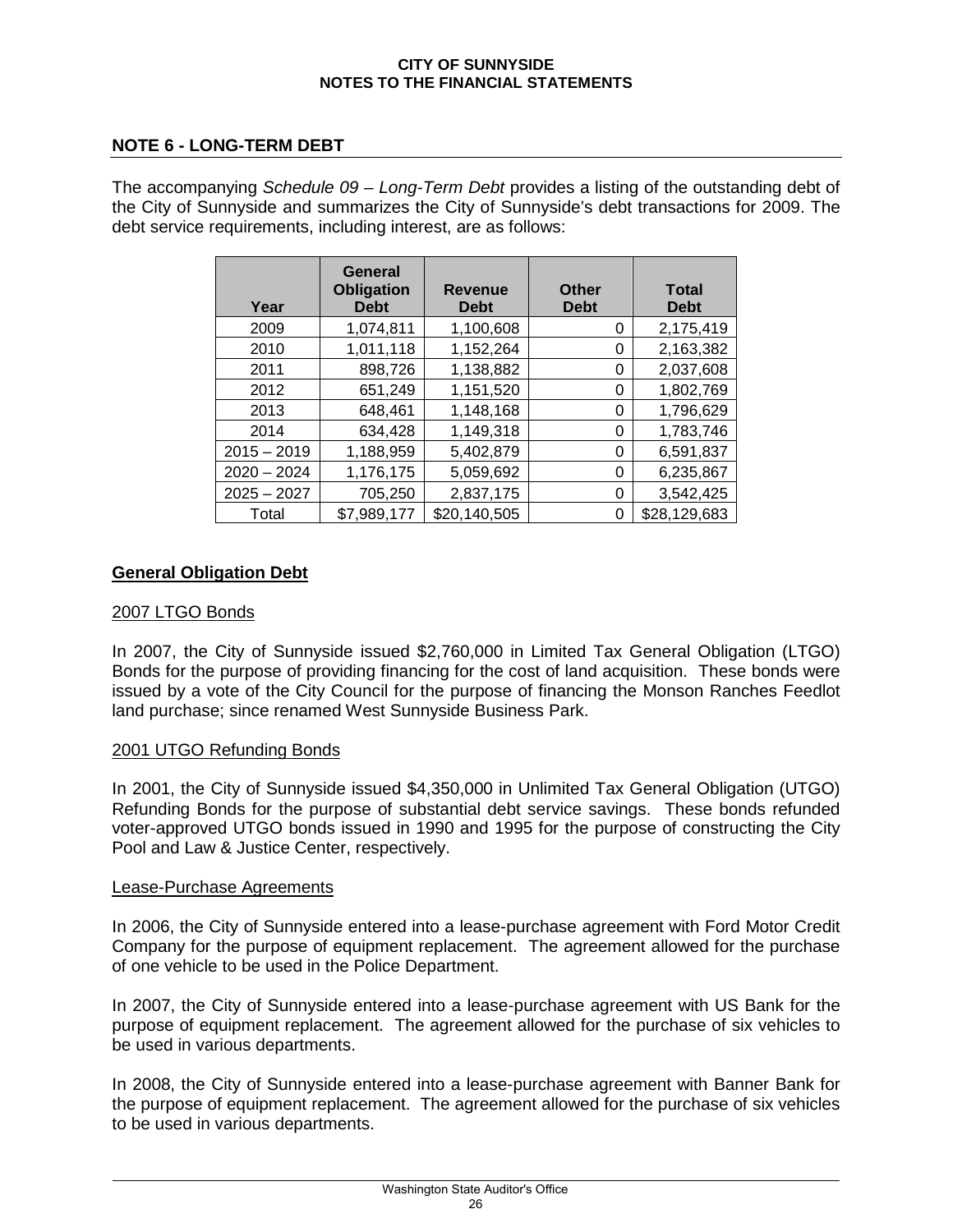## NOTE 6 - LONG-TERM DEBT

The accompanying *Schedule 09 – Long-Term Debt* provides a listing of the outstanding debt of the City of Sunnyside and summarizes the City of Sunnyside's debt transactions for 2009. The debt service requirements, including interest, are as follows:

| Year | General Obligation Debt | Revenue Debt | Other Debt | Total Debt |
|---|---|---|---|---|
| 2009 | 1,074,811 | 1,100,608 | 0 | 2,175,419 |
| 2010 | 1,011,118 | 1,152,264 | 0 | 2,163,382 |
| 2011 | 898,726 | 1,138,882 | 0 | 2,037,608 |
| 2012 | 651,249 | 1,151,520 | 0 | 1,802,769 |
| 2013 | 648,461 | 1,148,168 | 0 | 1,796,629 |
| 2014 | 634,428 | 1,149,318 | 0 | 1,783,746 |
| 2015 – 2019 | 1,188,959 | 5,402,879 | 0 | 6,591,837 |
| 2020 – 2024 | 1,176,175 | 5,059,692 | 0 | 6,235,867 |
| 2025 – 2027 | 705,250 | 2,837,175 | 0 | 3,542,425 |
| Total | $7,989,177 | $20,140,505 | 0 | $28,129,683 |

### General Obligation Debt

#### 2007 LTGO Bonds

In 2007, the City of Sunnyside issued $2,760,000 in Limited Tax General Obligation (LTGO) Bonds for the purpose of providing financing for the cost of land acquisition. These bonds were issued by a vote of the City Council for the purpose of financing the Monson Ranches Feedlot land purchase; since renamed West Sunnyside Business Park.

#### 2001 UTGO Refunding Bonds

In 2001, the City of Sunnyside issued $4,350,000 in Unlimited Tax General Obligation (UTGO) Refunding Bonds for the purpose of substantial debt service savings. These bonds refunded voter-approved UTGO bonds issued in 1990 and 1995 for the purpose of constructing the City Pool and Law & Justice Center, respectively.

#### Lease-Purchase Agreements

In 2006, the City of Sunnyside entered into a lease-purchase agreement with Ford Motor Credit Company for the purpose of equipment replacement. The agreement allowed for the purchase of one vehicle to be used in the Police Department.

In 2007, the City of Sunnyside entered into a lease-purchase agreement with US Bank for the purpose of equipment replacement. The agreement allowed for the purchase of six vehicles to be used in various departments.

In 2008, the City of Sunnyside entered into a lease-purchase agreement with Banner Bank for the purpose of equipment replacement. The agreement allowed for the purchase of six vehicles to be used in various departments.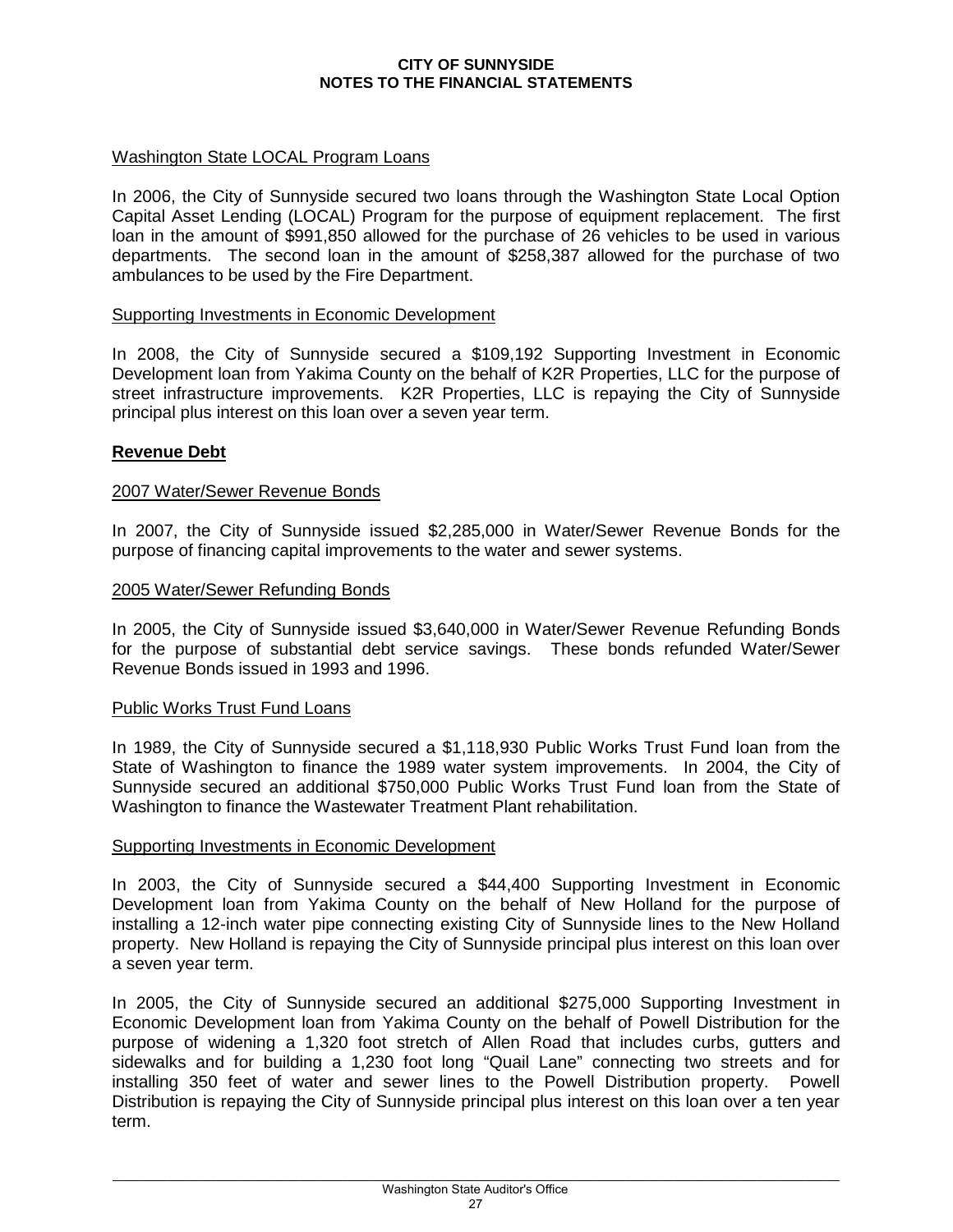Washington State LOCAL Program Loans

In 2006, the City of Sunnyside secured two loans through the Washington State Local Option Capital Asset Lending (LOCAL) Program for the purpose of equipment replacement. The first loan in the amount of $991,850 allowed for the purchase of 26 vehicles to be used in various departments. The second loan in the amount of $258,387 allowed for the purchase of two ambulances to be used by the Fire Department.

Supporting Investments in Economic Development

In 2008, the City of Sunnyside secured a $109,192 Supporting Investment in Economic Development loan from Yakima County on the behalf of K2R Properties, LLC for the purpose of street infrastructure improvements. K2R Properties, LLC is repaying the City of Sunnyside principal plus interest on this loan over a seven year term.

**Revenue Debt**

2007 Water/Sewer Revenue Bonds

In 2007, the City of Sunnyside issued $2,285,000 in Water/Sewer Revenue Bonds for the purpose of financing capital improvements to the water and sewer systems.

2005 Water/Sewer Refunding Bonds

In 2005, the City of Sunnyside issued $3,640,000 in Water/Sewer Revenue Refunding Bonds for the purpose of substantial debt service savings. These bonds refunded Water/Sewer Revenue Bonds issued in 1993 and 1996.

Public Works Trust Fund Loans

In 1989, the City of Sunnyside secured a $1,118,930 Public Works Trust Fund loan from the State of Washington to finance the 1989 water system improvements. In 2004, the City of Sunnyside secured an additional $750,000 Public Works Trust Fund loan from the State of Washington to finance the Wastewater Treatment Plant rehabilitation.

Supporting Investments in Economic Development

In 2003, the City of Sunnyside secured a $44,400 Supporting Investment in Economic Development loan from Yakima County on the behalf of New Holland for the purpose of installing a 12-inch water pipe connecting existing City of Sunnyside lines to the New Holland property. New Holland is repaying the City of Sunnyside principal plus interest on this loan over a seven year term.

In 2005, the City of Sunnyside secured an additional $275,000 Supporting Investment in Economic Development loan from Yakima County on the behalf of Powell Distribution for the purpose of widening a 1,320 foot stretch of Allen Road that includes curbs, gutters and sidewalks and for building a 1,230 foot long "Quail Lane" connecting two streets and for installing 350 feet of water and sewer lines to the Powell Distribution property. Powell Distribution is repaying the City of Sunnyside principal plus interest on this loan over a ten year term.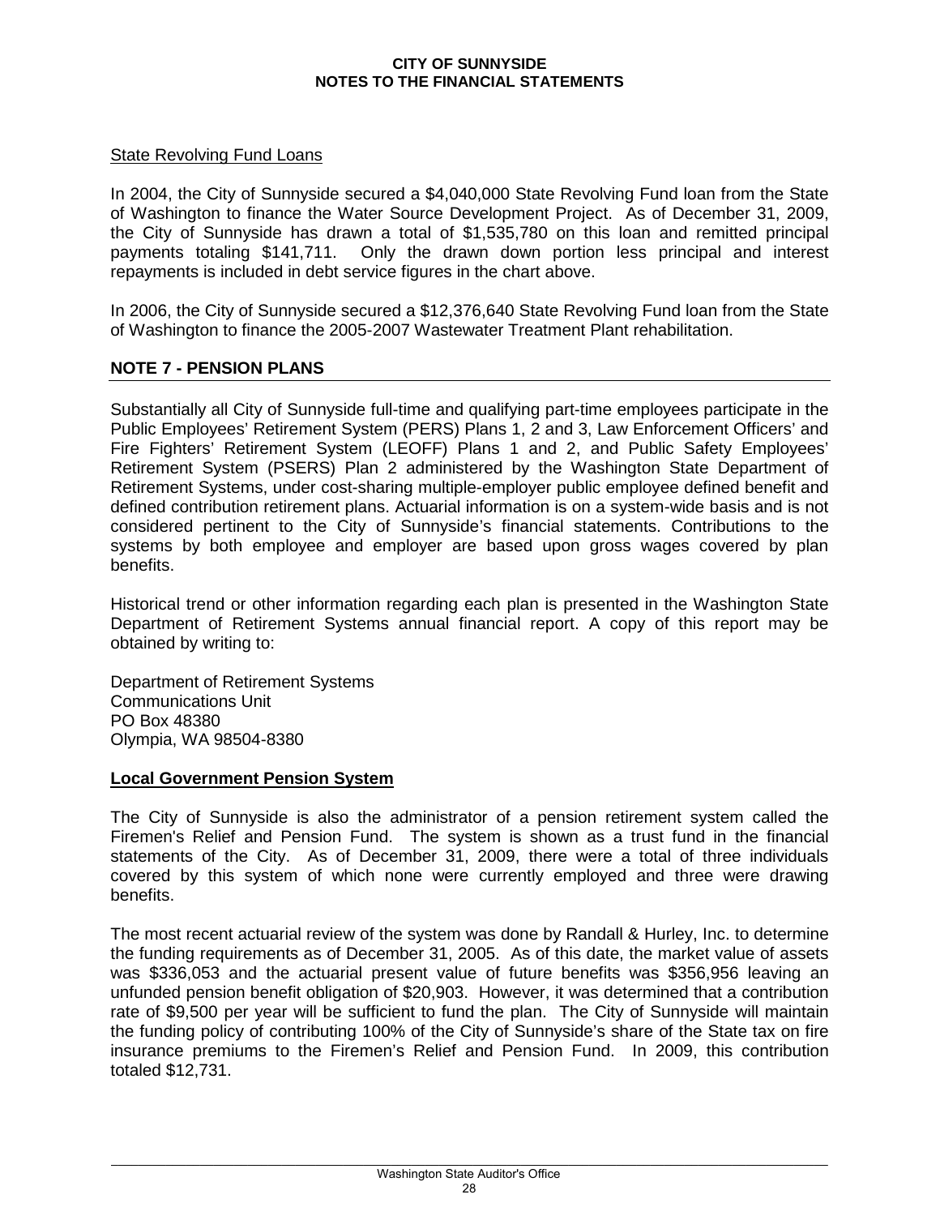State Revolving Fund Loans

In 2004, the City of Sunnyside secured a $4,040,000 State Revolving Fund loan from the State of Washington to finance the Water Source Development Project. As of December 31, 2009, the City of Sunnyside has drawn a total of $1,535,780 on this loan and remitted principal payments totaling $141,711. Only the drawn down portion less principal and interest repayments is included in debt service figures in the chart above.

In 2006, the City of Sunnyside secured a $12,376,640 State Revolving Fund loan from the State of Washington to finance the 2005-2007 Wastewater Treatment Plant rehabilitation.

## NOTE 7 - PENSION PLANS

Substantially all City of Sunnyside full-time and qualifying part-time employees participate in the Public Employees' Retirement System (PERS) Plans 1, 2 and 3, Law Enforcement Officers' and Fire Fighters' Retirement System (LEOFF) Plans 1 and 2, and Public Safety Employees' Retirement System (PSERS) Plan 2 administered by the Washington State Department of Retirement Systems, under cost-sharing multiple-employer public employee defined benefit and defined contribution retirement plans. Actuarial information is on a system-wide basis and is not considered pertinent to the City of Sunnyside's financial statements. Contributions to the systems by both employee and employer are based upon gross wages covered by plan benefits.

Historical trend or other information regarding each plan is presented in the Washington State Department of Retirement Systems annual financial report. A copy of this report may be obtained by writing to:

Department of Retirement Systems
Communications Unit
PO Box 48380
Olympia, WA 98504-8380

**Local Government Pension System**

The City of Sunnyside is also the administrator of a pension retirement system called the Firemen's Relief and Pension Fund. The system is shown as a trust fund in the financial statements of the City. As of December 31, 2009, there were a total of three individuals covered by this system of which none were currently employed and three were drawing benefits.

The most recent actuarial review of the system was done by Randall & Hurley, Inc. to determine the funding requirements as of December 31, 2005. As of this date, the market value of assets was $336,053 and the actuarial present value of future benefits was $356,956 leaving an unfunded pension benefit obligation of $20,903. However, it was determined that a contribution rate of $9,500 per year will be sufficient to fund the plan. The City of Sunnyside will maintain the funding policy of contributing 100% of the City of Sunnyside's share of the State tax on fire insurance premiums to the Firemen's Relief and Pension Fund. In 2009, this contribution totaled $12,731.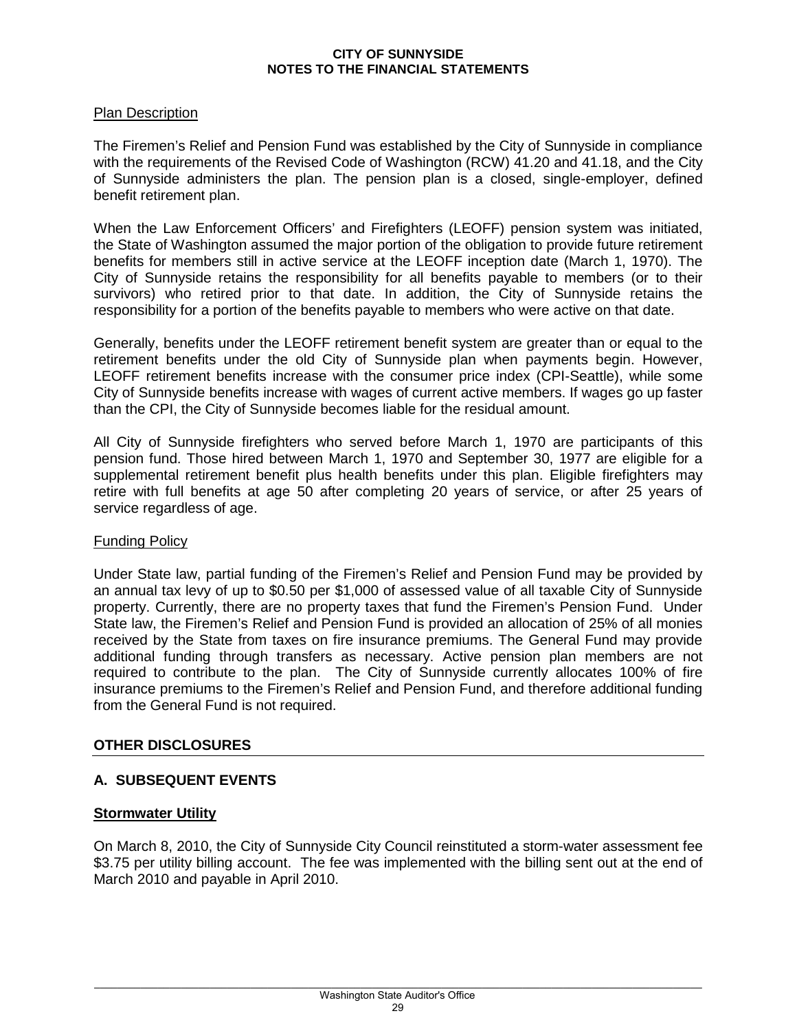Plan Description

The Firemen's Relief and Pension Fund was established by the City of Sunnyside in compliance with the requirements of the Revised Code of Washington (RCW) 41.20 and 41.18, and the City of Sunnyside administers the plan. The pension plan is a closed, single-employer, defined benefit retirement plan.

When the Law Enforcement Officers' and Firefighters (LEOFF) pension system was initiated, the State of Washington assumed the major portion of the obligation to provide future retirement benefits for members still in active service at the LEOFF inception date (March 1, 1970). The City of Sunnyside retains the responsibility for all benefits payable to members (or to their survivors) who retired prior to that date. In addition, the City of Sunnyside retains the responsibility for a portion of the benefits payable to members who were active on that date.

Generally, benefits under the LEOFF retirement benefit system are greater than or equal to the retirement benefits under the old City of Sunnyside plan when payments begin. However, LEOFF retirement benefits increase with the consumer price index (CPI-Seattle), while some City of Sunnyside benefits increase with wages of current active members. If wages go up faster than the CPI, the City of Sunnyside becomes liable for the residual amount.

All City of Sunnyside firefighters who served before March 1, 1970 are participants of this pension fund. Those hired between March 1, 1970 and September 30, 1977 are eligible for a supplemental retirement benefit plus health benefits under this plan. Eligible firefighters may retire with full benefits at age 50 after completing 20 years of service, or after 25 years of service regardless of age.

Funding Policy

Under State law, partial funding of the Firemen's Relief and Pension Fund may be provided by an annual tax levy of up to $0.50 per $1,000 of assessed value of all taxable City of Sunnyside property. Currently, there are no property taxes that fund the Firemen's Pension Fund. Under State law, the Firemen's Relief and Pension Fund is provided an allocation of 25% of all monies received by the State from taxes on fire insurance premiums. The General Fund may provide additional funding through transfers as necessary. Active pension plan members are not required to contribute to the plan. The City of Sunnyside currently allocates 100% of fire insurance premiums to the Firemen's Relief and Pension Fund, and therefore additional funding from the General Fund is not required.

## OTHER DISCLOSURES

### A. SUBSEQUENT EVENTS

**Stormwater Utility**

On March 8, 2010, the City of Sunnyside City Council reinstituted a storm-water assessment fee $3.75 per utility billing account. The fee was implemented with the billing sent out at the end of March 2010 and payable in April 2010.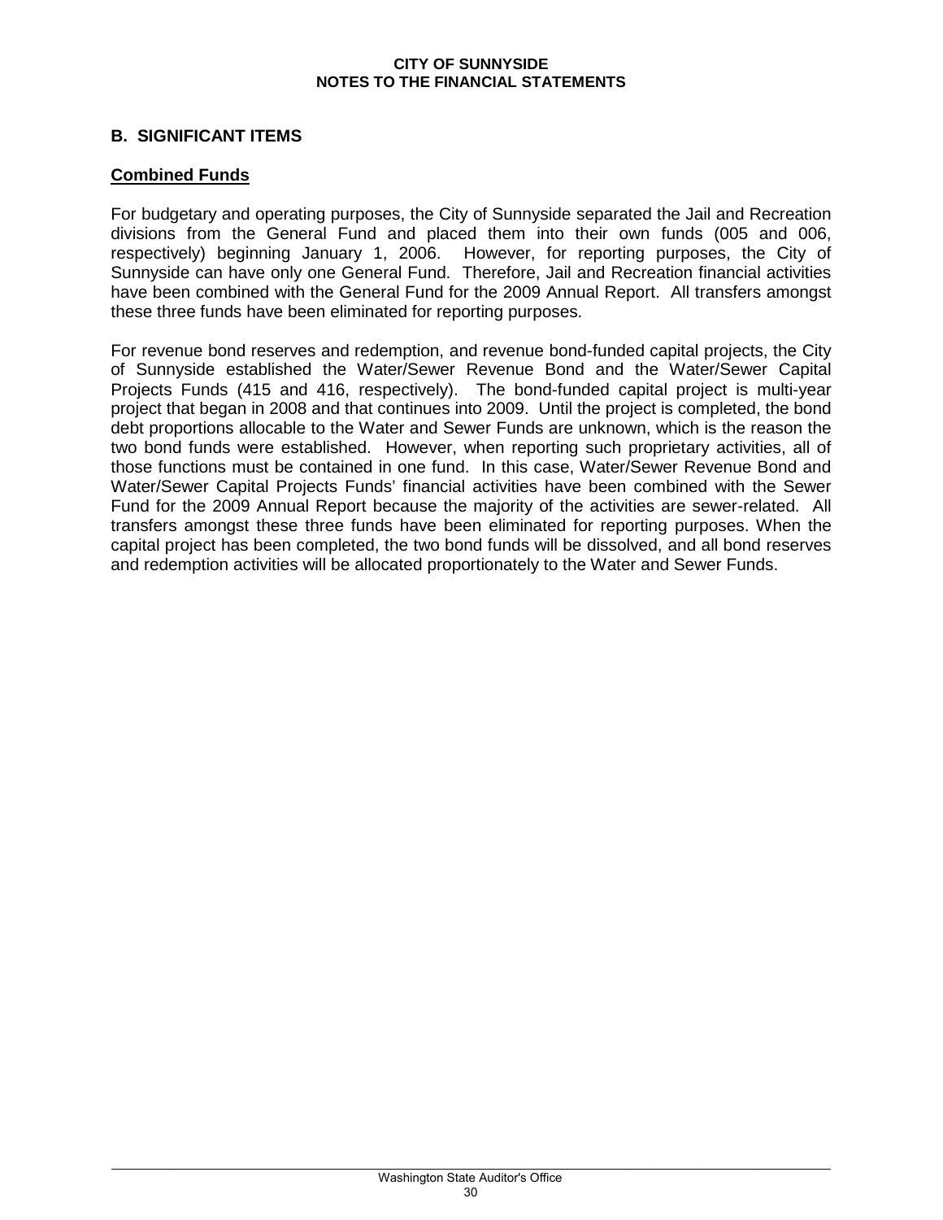## B. SIGNIFICANT ITEMS

### Combined Funds

For budgetary and operating purposes, the City of Sunnyside separated the Jail and Recreation divisions from the General Fund and placed them into their own funds (005 and 006, respectively) beginning January 1, 2006. However, for reporting purposes, the City of Sunnyside can have only one General Fund. Therefore, Jail and Recreation financial activities have been combined with the General Fund for the 2009 Annual Report. All transfers amongst these three funds have been eliminated for reporting purposes.

For revenue bond reserves and redemption, and revenue bond-funded capital projects, the City of Sunnyside established the Water/Sewer Revenue Bond and the Water/Sewer Capital Projects Funds (415 and 416, respectively). The bond-funded capital project is multi-year project that began in 2008 and that continues into 2009. Until the project is completed, the bond debt proportions allocable to the Water and Sewer Funds are unknown, which is the reason the two bond funds were established. However, when reporting such proprietary activities, all of those functions must be contained in one fund. In this case, Water/Sewer Revenue Bond and Water/Sewer Capital Projects Funds' financial activities have been combined with the Sewer Fund for the 2009 Annual Report because the majority of the activities are sewer-related. All transfers amongst these three funds have been eliminated for reporting purposes. When the capital project has been completed, the two bond funds will be dissolved, and all bond reserves and redemption activities will be allocated proportionately to the Water and Sewer Funds.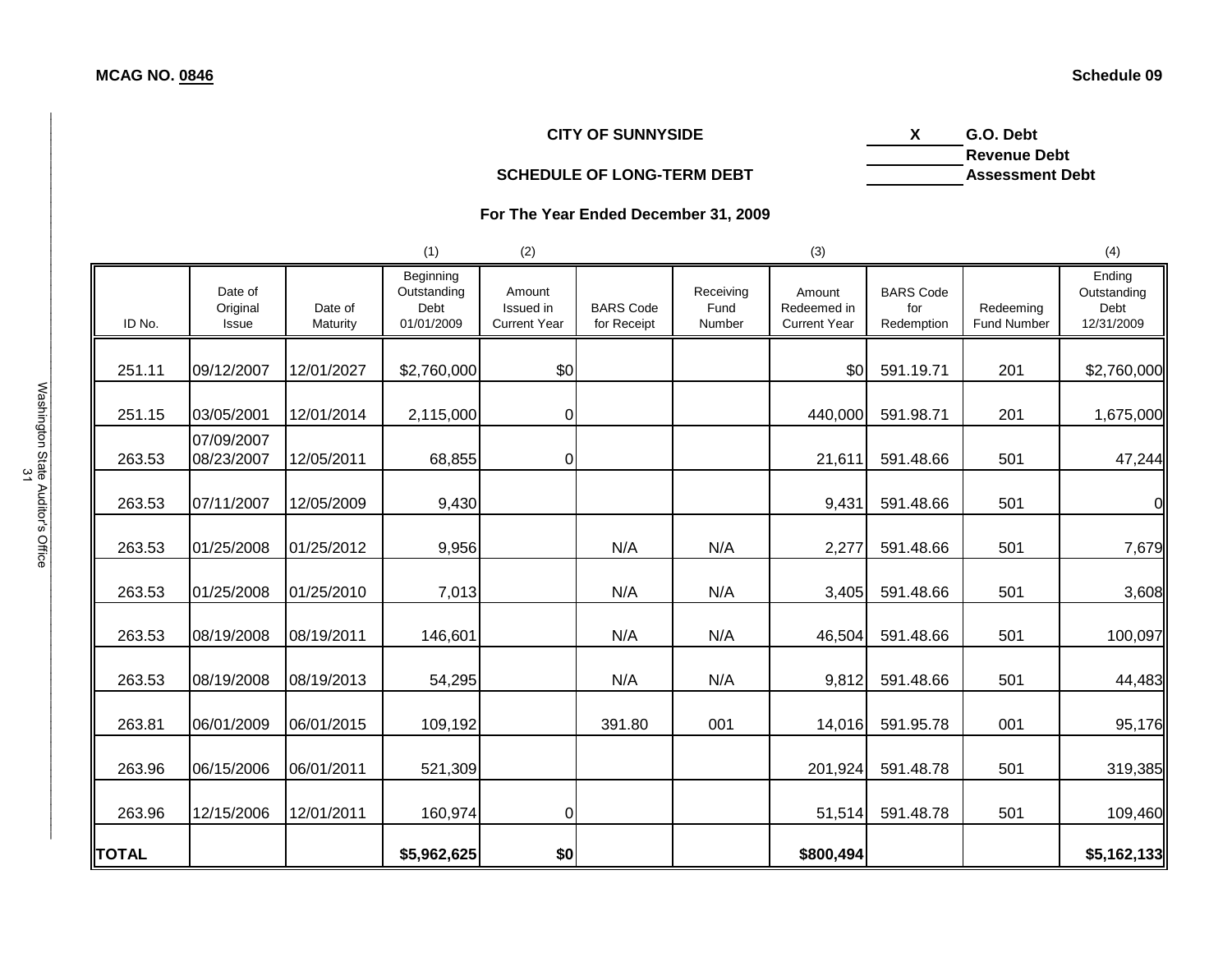**MCAG NO. 0846** | **Schedule 09**

## CITY OF SUNNYSIDE

## SCHEDULE OF LONG-TERM DEBT

**For The Year Ended December 31, 2009**

| X | G.O. Debt |
|---|---|
| | Revenue Debt |
| | Assessment Debt |

| ID No. | Date of Original Issue | Date of Maturity | (1) Beginning Outstanding Debt 01/01/2009 | (2) Amount Issued in Current Year | BARS Code for Receipt | Receiving Fund Number | (3) Amount Redeemed in Current Year | BARS Code for Redemption | Redeeming Fund Number | (4) Ending Outstanding Debt 12/31/2009 |
|---|---|---|---|---|---|---|---|---|---|---|
| 251.11 | 09/12/2007 | 12/01/2027 | $2,760,000 | $0 | | | $0 | 591.19.71 | 201 | $2,760,000 |
| 251.15 | 03/05/2001 | 12/01/2014 | 2,115,000 | 0 | | | 440,000 | 591.98.71 | 201 | 1,675,000 |
| 263.53 | 07/09/2007 08/23/2007 | 12/05/2011 | 68,855 | 0 | | | 21,611 | 591.48.66 | 501 | 47,244 |
| 263.53 | 07/11/2007 | 12/05/2009 | 9,430 | | | | 9,431 | 591.48.66 | 501 | 0 |
| 263.53 | 01/25/2008 | 01/25/2012 | 9,956 | | N/A | N/A | 2,277 | 591.48.66 | 501 | 7,679 |
| 263.53 | 01/25/2008 | 01/25/2010 | 7,013 | | N/A | N/A | 3,405 | 591.48.66 | 501 | 3,608 |
| 263.53 | 08/19/2008 | 08/19/2011 | 146,601 | | N/A | N/A | 46,504 | 591.48.66 | 501 | 100,097 |
| 263.53 | 08/19/2008 | 08/19/2013 | 54,295 | | N/A | N/A | 9,812 | 591.48.66 | 501 | 44,483 |
| 263.81 | 06/01/2009 | 06/01/2015 | 109,192 | | 391.80 | 001 | 14,016 | 591.95.78 | 001 | 95,176 |
| 263.96 | 06/15/2006 | 06/01/2011 | 521,309 | | | | 201,924 | 591.48.78 | 501 | 319,385 |
| 263.96 | 12/15/2006 | 12/01/2011 | 160,974 | 0 | | | 51,514 | 591.48.78 | 501 | 109,460 |
| **TOTAL** | | | **$5,962,625** | **$0** | | | **$800,494** | | | **$5,162,133** |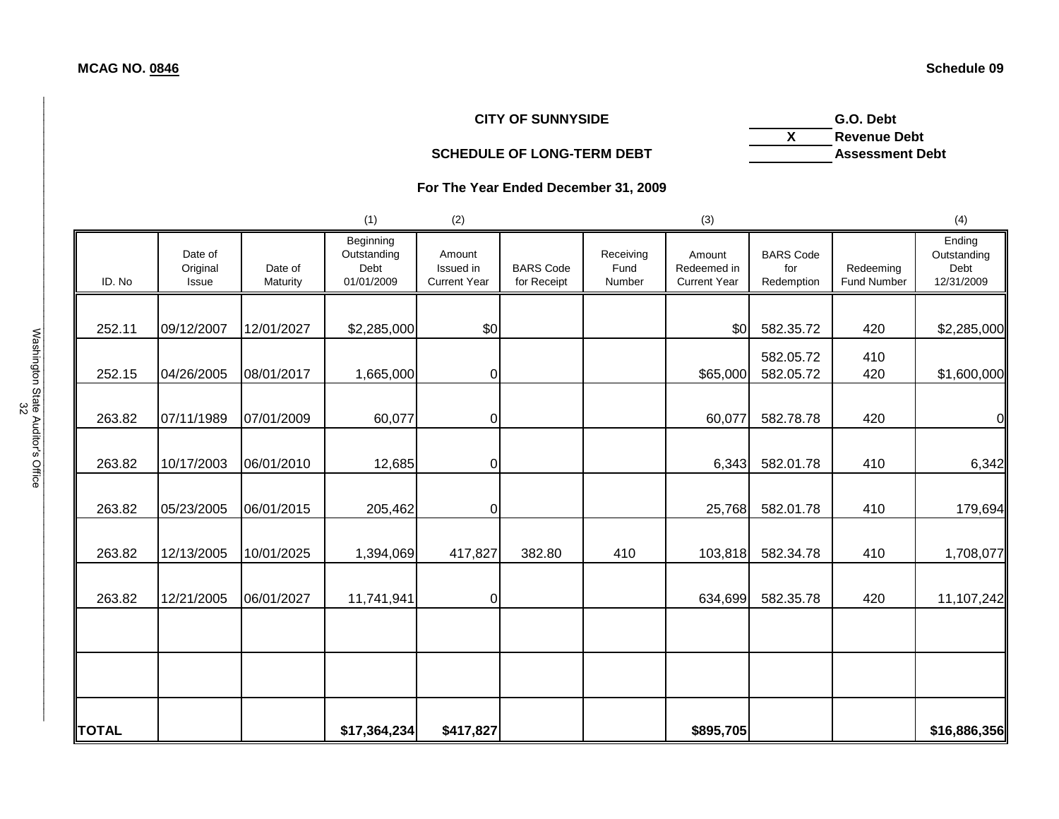**MCAG NO. 0846** **Schedule 09**

**CITY OF SUNNYSIDE**

**SCHEDULE OF LONG-TERM DEBT**

**For The Year Ended December 31, 2009**

| | **G.O. Debt** |
|---|---|
| X | **Revenue Debt** |
| | **Assessment Debt** |

| | | | (1) | (2) | | | (3) | | | (4) |
|---|---|---|---|---|---|---|---|---|---|---|
| ID. No | Date of Original Issue | Date of Maturity | Beginning Outstanding Debt 01/01/2009 | Amount Issued in Current Year | BARS Code for Receipt | Receiving Fund Number | Amount Redeemed in Current Year | BARS Code for Redemption | Redeeming Fund Number | Ending Outstanding Debt 12/31/2009 |
| 252.11 | 09/12/2007 | 12/01/2027 | $2,285,000 | $0 | | | $0 | 582.35.72 | 420 | $2,285,000 |
| 252.15 | 04/26/2005 | 08/01/2017 | 1,665,000 | 0 | | | $65,000 | 582.05.72<br>582.05.72 | 410<br>420 | $1,600,000 |
| 263.82 | 07/11/1989 | 07/01/2009 | 60,077 | 0 | | | 60,077 | 582.78.78 | 420 | 0 |
| 263.82 | 10/17/2003 | 06/01/2010 | 12,685 | 0 | | | 6,343 | 582.01.78 | 410 | 6,342 |
| 263.82 | 05/23/2005 | 06/01/2015 | 205,462 | 0 | | | 25,768 | 582.01.78 | 410 | 179,694 |
| 263.82 | 12/13/2005 | 10/01/2025 | 1,394,069 | 417,827 | 382.80 | 410 | 103,818 | 582.34.78 | 410 | 1,708,077 |
| 263.82 | 12/21/2005 | 06/01/2027 | 11,741,941 | 0 | | | 634,699 | 582.35.78 | 420 | 11,107,242 |
| | | | | | | | | | | |
| | | | | | | | | | | |
| **TOTAL** | | | **$17,364,234** | **$417,827** | | | **$895,705** | | | **$16,886,356** |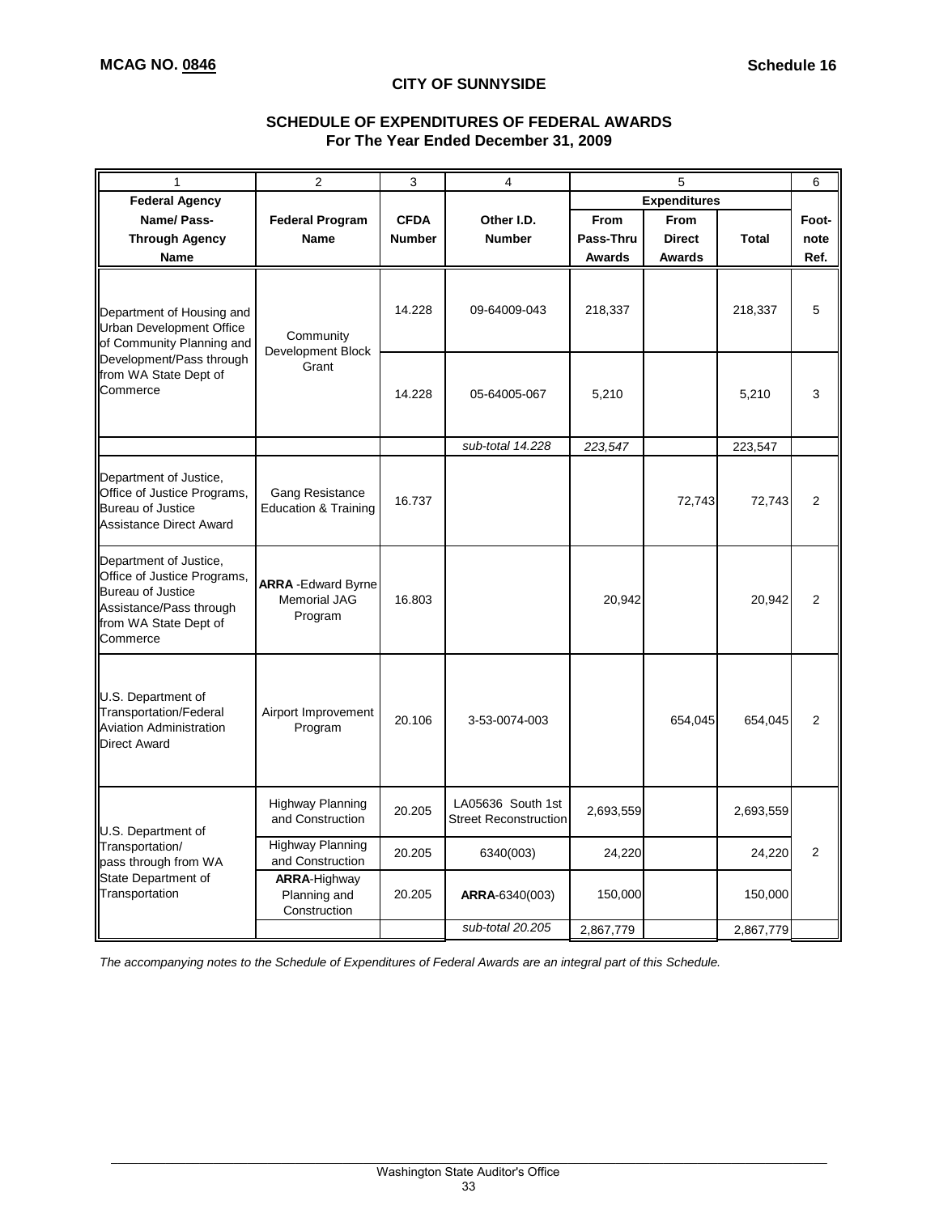**MCAG NO. 0846**

**Schedule 16**

## CITY OF SUNNYSIDE

### SCHEDULE OF EXPENDITURES OF FEDERAL AWARDS
### For The Year Ended December 31, 2009

| 1 | 2 | 3 | 4 | 5 | | | 6 |
|---|---|---|---|---|---|---|---|
| **Federal Agency Name/ Pass-Through Agency Name** | **Federal Program Name** | **CFDA Number** | **Other I.D. Number** | **Expenditures** | | | **Foot-note Ref.** |
| | | | | **From Pass-Thru Awards** | **From Direct Awards** | **Total** | |
| Department of Housing and Urban Development Office of Community Planning and Development/Pass through from WA State Dept of Commerce | Community Development Block Grant | 14.228 | 09-64009-043 | 218,337 | | 218,337 | 5 |
| | | 14.228 | 05-64005-067 | 5,210 | | 5,210 | 3 |
| | | | *sub-total 14.228* | *223,547* | | 223,547 | |
| Department of Justice, Office of Justice Programs, Bureau of Justice Assistance Direct Award | Gang Resistance Education & Training | 16.737 | | | 72,743 | 72,743 | 2 |
| Department of Justice, Office of Justice Programs, Bureau of Justice Assistance/Pass through from WA State Dept of Commerce | **ARRA** -Edward Byrne Memorial JAG Program | 16.803 | | 20,942 | | 20,942 | 2 |
| U.S. Department of Transportation/Federal Aviation Administration Direct Award | Airport Improvement Program | 20.106 | 3-53-0074-003 | | 654,045 | 654,045 | 2 |
| U.S. Department of Transportation/ pass through from WA State Department of Transportation | Highway Planning and Construction | 20.205 | LA05636 South 1st Street Reconstruction | 2,693,559 | | 2,693,559 | 2 |
| | Highway Planning and Construction | 20.205 | 6340(003) | 24,220 | | 24,220 | |
| | **ARRA**-Highway Planning and Construction | 20.205 | **ARRA**-6340(003) | 150,000 | | 150,000 | |
| | | | *sub-total 20.205* | 2,867,779 | | 2,867,779 | |

*The accompanying notes to the Schedule of Expenditures of Federal Awards are an integral part of this Schedule.*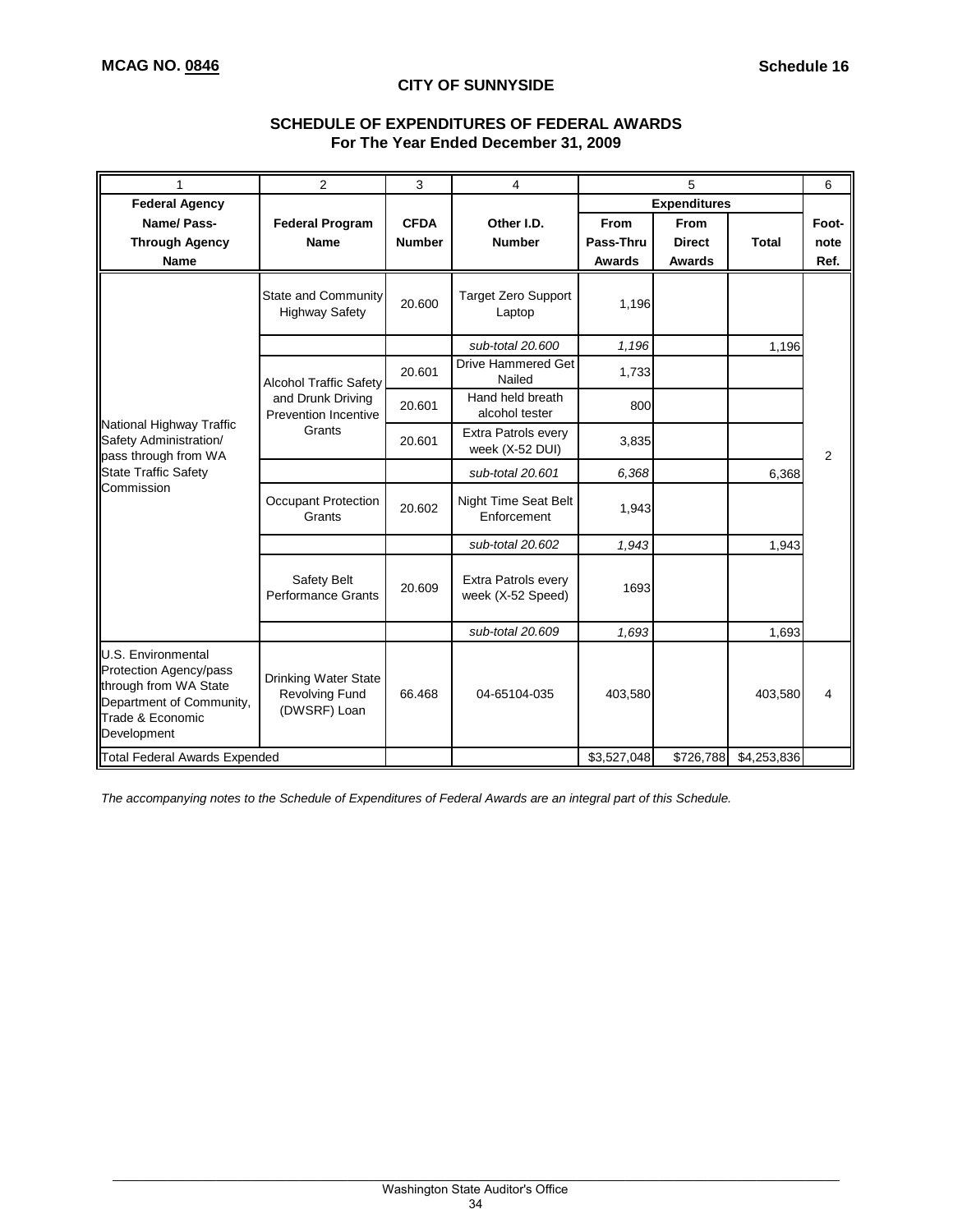**MCAG NO. 0846** **Schedule 16**

**CITY OF SUNNYSIDE**

**SCHEDULE OF EXPENDITURES OF FEDERAL AWARDS**
**For The Year Ended December 31, 2009**

| 1 | 2 | 3 | 4 | 5 | | | 6 |
|---|---|---|---|---|---|---|---|
| **Federal Agency Name/ Pass-Through Agency Name** | **Federal Program Name** | **CFDA Number** | **Other I.D. Number** | **Expenditures** | | | **Foot-note Ref.** |
| | | | | **From Pass-Thru Awards** | **From Direct Awards** | **Total** | |
| National Highway Traffic Safety Administration/ pass through from WA State Traffic Safety Commission | State and Community Highway Safety | 20.600 | Target Zero Support Laptop | 1,196 | | | 2 |
| | | | *sub-total 20.600* | *1,196* | | 1,196 | |
| | Alcohol Traffic Safety and Drunk Driving Prevention Incentive Grants | 20.601 | Drive Hammered Get Nailed | 1,733 | | | |
| | | 20.601 | Hand held breath alcohol tester | 800 | | | |
| | | 20.601 | Extra Patrols every week (X-52 DUI) | 3,835 | | | |
| | | | *sub-total 20.601* | *6,368* | | 6,368 | |
| | Occupant Protection Grants | 20.602 | Night Time Seat Belt Enforcement | 1,943 | | | |
| | | | *sub-total 20.602* | *1,943* | | 1,943 | |
| | Safety Belt Performance Grants | 20.609 | Extra Patrols every week (X-52 Speed) | 1693 | | | |
| | | | *sub-total 20.609* | *1,693* | | 1,693 | |
| U.S. Environmental Protection Agency/pass through from WA State Department of Community, Trade & Economic Development | Drinking Water State Revolving Fund (DWSRF) Loan | 66.468 | 04-65104-035 | 403,580 | | 403,580 | 4 |
| Total Federal Awards Expended | | | | $3,527,048 | $726,788 | $4,253,836 | |

*The accompanying notes to the Schedule of Expenditures of Federal Awards are an integral part of this Schedule.*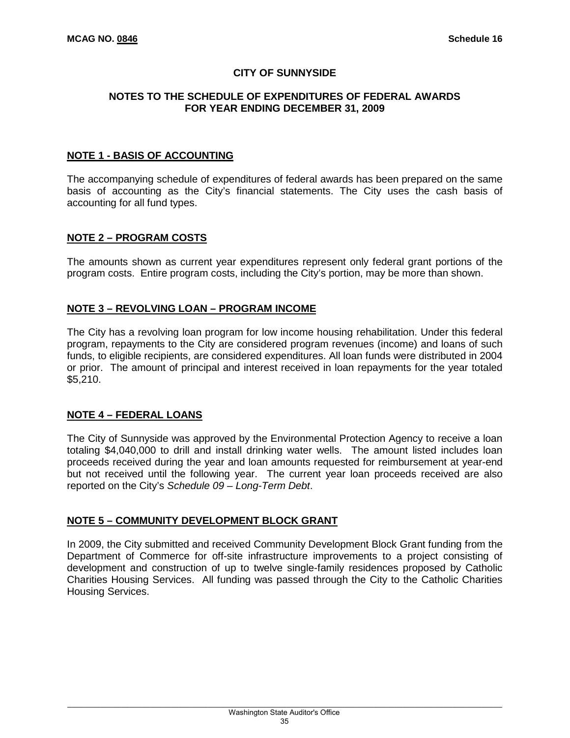**MCAG NO. 0846** **Schedule 16**

# CITY OF SUNNYSIDE

## NOTES TO THE SCHEDULE OF EXPENDITURES OF FEDERAL AWARDS FOR YEAR ENDING DECEMBER 31, 2009

### NOTE 1 - BASIS OF ACCOUNTING

The accompanying schedule of expenditures of federal awards has been prepared on the same basis of accounting as the City's financial statements. The City uses the cash basis of accounting for all fund types.

### NOTE 2 – PROGRAM COSTS

The amounts shown as current year expenditures represent only federal grant portions of the program costs. Entire program costs, including the City's portion, may be more than shown.

### NOTE 3 – REVOLVING LOAN – PROGRAM INCOME

The City has a revolving loan program for low income housing rehabilitation. Under this federal program, repayments to the City are considered program revenues (income) and loans of such funds, to eligible recipients, are considered expenditures. All loan funds were distributed in 2004 or prior. The amount of principal and interest received in loan repayments for the year totaled $5,210.

### NOTE 4 – FEDERAL LOANS

The City of Sunnyside was approved by the Environmental Protection Agency to receive a loan totaling $4,040,000 to drill and install drinking water wells. The amount listed includes loan proceeds received during the year and loan amounts requested for reimbursement at year-end but not received until the following year. The current year loan proceeds received are also reported on the City's *Schedule 09 – Long-Term Debt*.

### NOTE 5 – COMMUNITY DEVELOPMENT BLOCK GRANT

In 2009, the City submitted and received Community Development Block Grant funding from the Department of Commerce for off-site infrastructure improvements to a project consisting of development and construction of up to twelve single-family residences proposed by Catholic Charities Housing Services. All funding was passed through the City to the Catholic Charities Housing Services.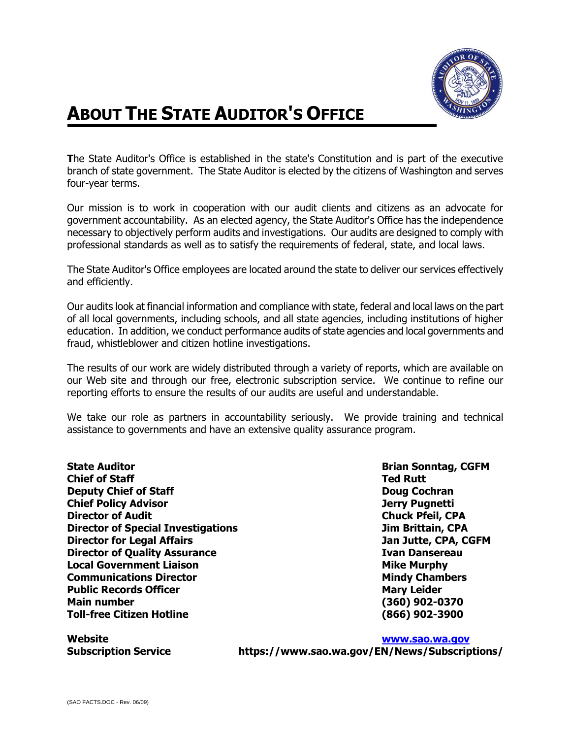# ABOUT THE STATE AUDITOR'S OFFICE

The State Auditor's Office is established in the state's Constitution and is part of the executive branch of state government. The State Auditor is elected by the citizens of Washington and serves four-year terms.

Our mission is to work in cooperation with our audit clients and citizens as an advocate for government accountability. As an elected agency, the State Auditor's Office has the independence necessary to objectively perform audits and investigations. Our audits are designed to comply with professional standards as well as to satisfy the requirements of federal, state, and local laws.

The State Auditor's Office employees are located around the state to deliver our services effectively and efficiently.

Our audits look at financial information and compliance with state, federal and local laws on the part of all local governments, including schools, and all state agencies, including institutions of higher education. In addition, we conduct performance audits of state agencies and local governments and fraud, whistleblower and citizen hotline investigations.

The results of our work are widely distributed through a variety of reports, which are available on our Web site and through our free, electronic subscription service. We continue to refine our reporting efforts to ensure the results of our audits are useful and understandable.

We take our role as partners in accountability seriously. We provide training and technical assistance to governments and have an extensive quality assurance program.

| | |
|---|---|
| **State Auditor** | **Brian Sonntag, CGFM** |
| **Chief of Staff** | **Ted Rutt** |
| **Deputy Chief of Staff** | **Doug Cochran** |
| **Chief Policy Advisor** | **Jerry Pugnetti** |
| **Director of Audit** | **Chuck Pfeil, CPA** |
| **Director of Special Investigations** | **Jim Brittain, CPA** |
| **Director for Legal Affairs** | **Jan Jutte, CPA, CGFM** |
| **Director of Quality Assurance** | **Ivan Dansereau** |
| **Local Government Liaison** | **Mike Murphy** |
| **Communications Director** | **Mindy Chambers** |
| **Public Records Officer** | **Mary Leider** |
| **Main number** | **(360) 902-0370** |
| **Toll-free Citizen Hotline** | **(866) 902-3900** |
| **Website** | **www.sao.wa.gov** |
| **Subscription Service** | **https://www.sao.wa.gov/EN/News/Subscriptions/** |

(SAO FACTS.DOC - Rev. 06/09)